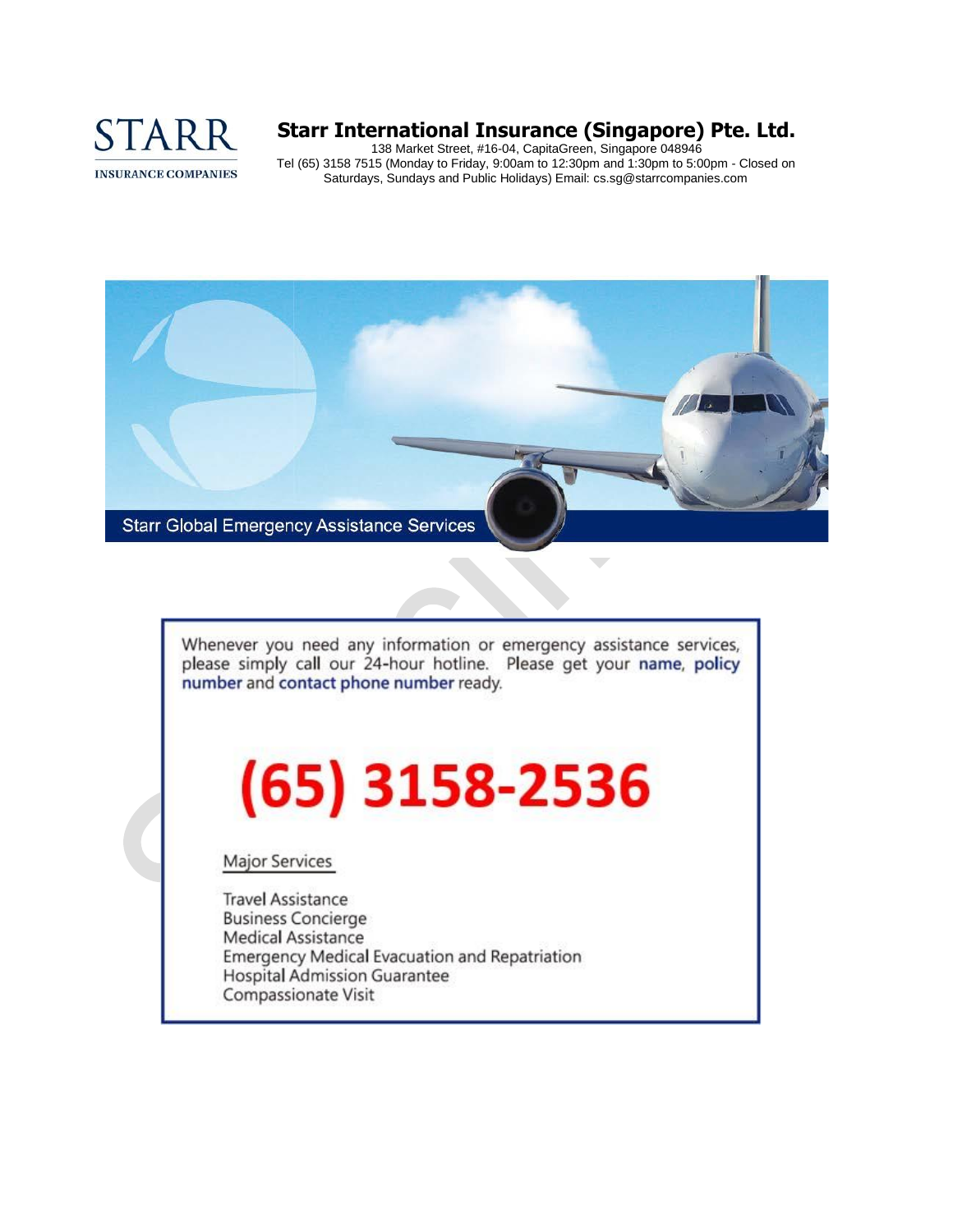STARR

INSURANCE COMPANIES

# Starr International Insurance (Singapore) Pte. Ltd.

138 Market Street, #16-04, CapitaGreen, Singapore 048946
Tel (65) 3158 7515 (Monday to Friday, 9:00am to 12:30pm and 1:30pm to 5:00pm - Closed on Saturdays, Sundays and Public Holidays) Email: cs.sg@starrcompanies.com

Starr Global Emergency Assistance Services

Whenever you need any information or emergency assistance services, please simply call our 24-hour hotline. Please get your **name**, **policy number** and **contact phone number** ready.

## (65) 3158-2536

Major Services

- Travel Assistance
- Business Concierge
- Medical Assistance
- Emergency Medical Evacuation and Repatriation
- Hospital Admission Guarantee
- Compassionate Visit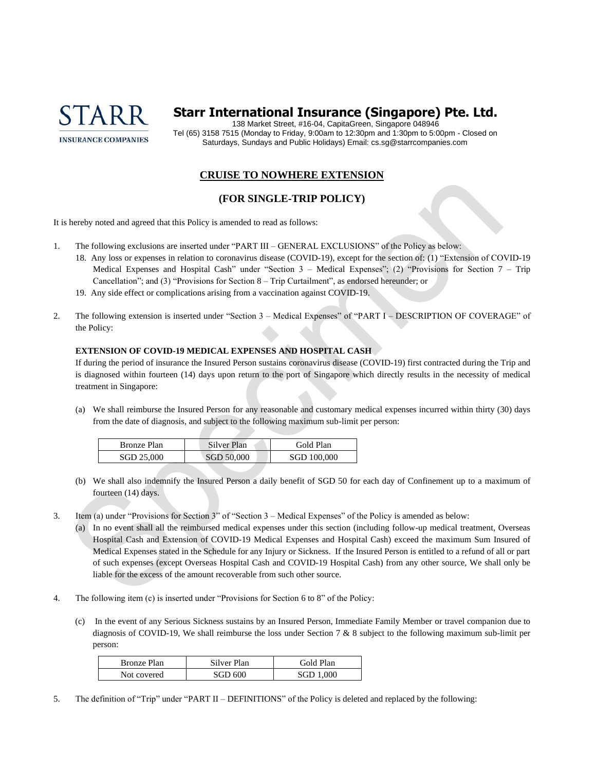# Starr International Insurance (Singapore) Pte. Ltd.

138 Market Street, #16-04, CapitaGreen, Singapore 048946
Tel (65) 3158 7515 (Monday to Friday, 9:00am to 12:30pm and 1:30pm to 5:00pm - Closed on Saturdays, Sundays and Public Holidays) Email: cs.sg@starrcompanies.com

## CRUISE TO NOWHERE EXTENSION

## (FOR SINGLE-TRIP POLICY)

It is hereby noted and agreed that this Policy is amended to read as follows:

1. The following exclusions are inserted under "PART III – GENERAL EXCLUSIONS" of the Policy as below:
   18. Any loss or expenses in relation to coronavirus disease (COVID-19), except for the section of: (1) "Extension of COVID-19 Medical Expenses and Hospital Cash" under "Section 3 – Medical Expenses"; (2) "Provisions for Section 7 – Trip Cancellation"; and (3) "Provisions for Section 8 – Trip Curtailment", as endorsed hereunder; or
   19. Any side effect or complications arising from a vaccination against COVID-19.

2. The following extension is inserted under "Section 3 – Medical Expenses" of "PART I – DESCRIPTION OF COVERAGE" of the Policy:

   **EXTENSION OF COVID-19 MEDICAL EXPENSES AND HOSPITAL CASH**

   If during the period of insurance the Insured Person sustains coronavirus disease (COVID-19) first contracted during the Trip and is diagnosed within fourteen (14) days upon return to the port of Singapore which directly results in the necessity of medical treatment in Singapore:

   (a) We shall reimburse the Insured Person for any reasonable and customary medical expenses incurred within thirty (30) days from the date of diagnosis, and subject to the following maximum sub-limit per person:

   | Bronze Plan | Silver Plan | Gold Plan |
   |---|---|---|
   | SGD 25,000 | SGD 50,000 | SGD 100,000 |

   (b) We shall also indemnify the Insured Person a daily benefit of SGD 50 for each day of Confinement up to a maximum of fourteen (14) days.

3. Item (a) under "Provisions for Section 3" of "Section 3 – Medical Expenses" of the Policy is amended as below:
   (a) In no event shall all the reimbursed medical expenses under this section (including follow-up medical treatment, Overseas Hospital Cash and Extension of COVID-19 Medical Expenses and Hospital Cash) exceed the maximum Sum Insured of Medical Expenses stated in the Schedule for any Injury or Sickness. If the Insured Person is entitled to a refund of all or part of such expenses (except Overseas Hospital Cash and COVID-19 Hospital Cash) from any other source, We shall only be liable for the excess of the amount recoverable from such other source.

4. The following item (c) is inserted under "Provisions for Section 6 to 8" of the Policy:

   (c) In the event of any Serious Sickness sustains by an Insured Person, Immediate Family Member or travel companion due to diagnosis of COVID-19, We shall reimburse the loss under Section 7 & 8 subject to the following maximum sub-limit per person:

   | Bronze Plan | Silver Plan | Gold Plan |
   |---|---|---|
   | Not covered | SGD 600 | SGD 1,000 |

5. The definition of "Trip" under "PART II – DEFINITIONS" of the Policy is deleted and replaced by the following: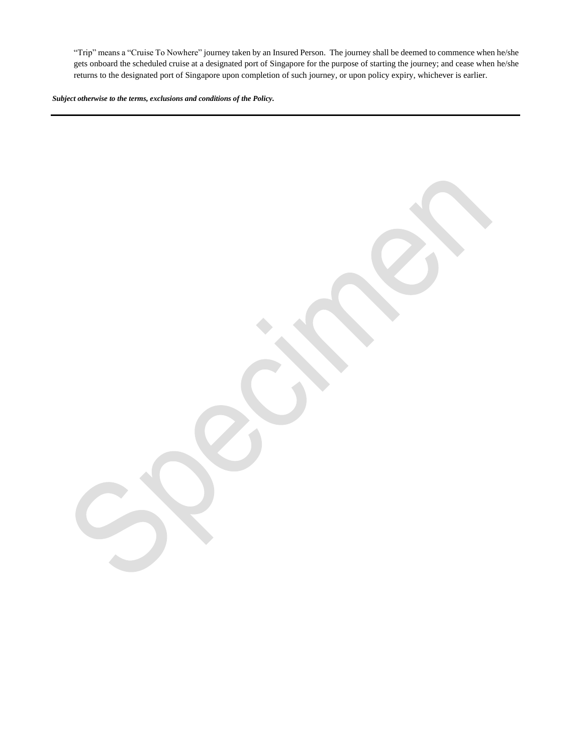"Trip" means a "Cruise To Nowhere" journey taken by an Insured Person. The journey shall be deemed to commence when he/she gets onboard the scheduled cruise at a designated port of Singapore for the purpose of starting the journey; and cease when he/she returns to the designated port of Singapore upon completion of such journey, or upon policy expiry, whichever is earlier.

***Subject otherwise to the terms, exclusions and conditions of the Policy.***

---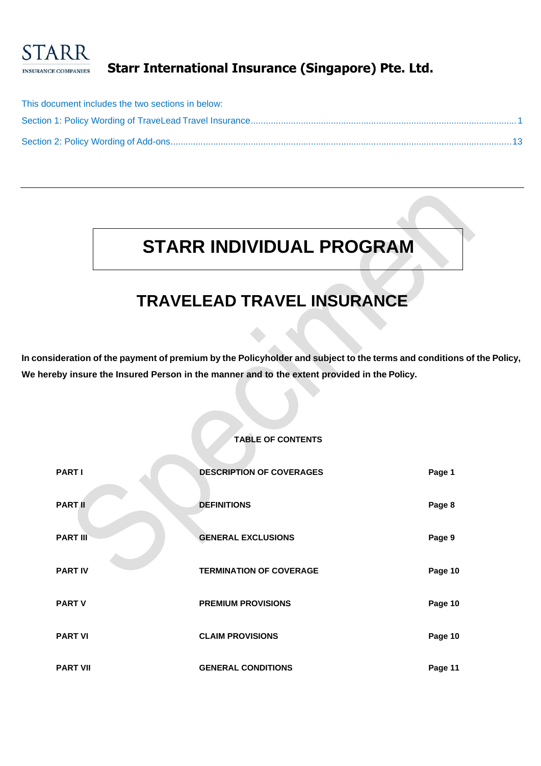**Starr International Insurance (Singapore) Pte. Ltd.**

This document includes the two sections in below:

Section 1: Policy Wording of TraveLead Travel Insurance ........ 1

Section 2: Policy Wording of Add-ons ........ 13

---

# STARR INDIVIDUAL PROGRAM

## TRAVELEAD TRAVEL INSURANCE

**In consideration of the payment of premium by the Policyholder and subject to the terms and conditions of the Policy, We hereby insure the Insured Person in the manner and to the extent provided in the Policy.**

**TABLE OF CONTENTS**

| | | |
|---|---|---|
| **PART I** | **DESCRIPTION OF COVERAGES** | **Page 1** |
| **PART II** | **DEFINITIONS** | **Page 8** |
| **PART III** | **GENERAL EXCLUSIONS** | **Page 9** |
| **PART IV** | **TERMINATION OF COVERAGE** | **Page 10** |
| **PART V** | **PREMIUM PROVISIONS** | **Page 10** |
| **PART VI** | **CLAIM PROVISIONS** | **Page 10** |
| **PART VII** | **GENERAL CONDITIONS** | **Page 11** |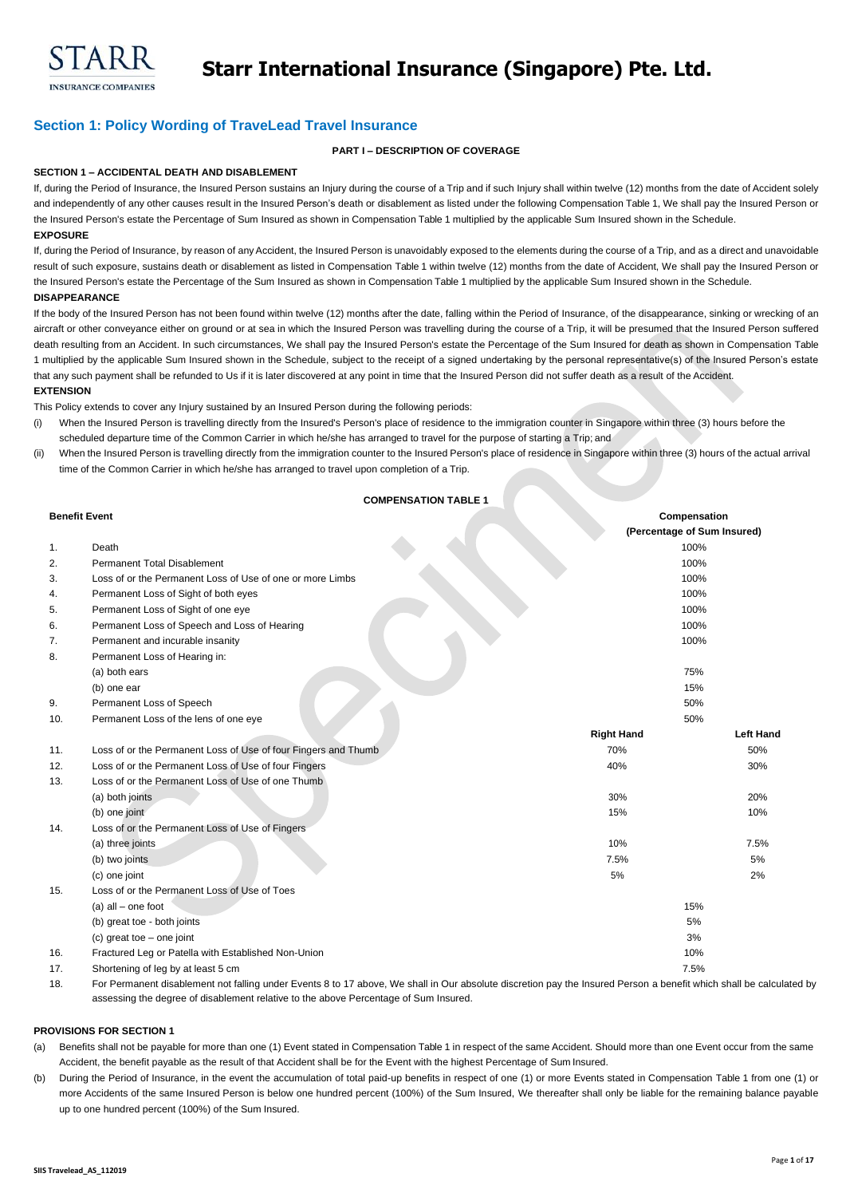# Section 1: Policy Wording of TraveLead Travel Insurance

**PART I – DESCRIPTION OF COVERAGE**

**SECTION 1 – ACCIDENTAL DEATH AND DISABLEMENT**

If, during the Period of Insurance, the Insured Person sustains an Injury during the course of a Trip and if such Injury shall within twelve (12) months from the date of Accident solely and independently of any other causes result in the Insured Person's death or disablement as listed under the following Compensation Table 1, We shall pay the Insured Person or the Insured Person's estate the Percentage of Sum Insured as shown in Compensation Table 1 multiplied by the applicable Sum Insured shown in the Schedule.

**EXPOSURE**

If, during the Period of Insurance, by reason of any Accident, the Insured Person is unavoidably exposed to the elements during the course of a Trip, and as a direct and unavoidable result of such exposure, sustains death or disablement as listed in Compensation Table 1 within twelve (12) months from the date of Accident, We shall pay the Insured Person or the Insured Person's estate the Percentage of the Sum Insured as shown in Compensation Table 1 multiplied by the applicable Sum Insured shown in the Schedule.

**DISAPPEARANCE**

If the body of the Insured Person has not been found within twelve (12) months after the date, falling within the Period of Insurance, of the disappearance, sinking or wrecking of an aircraft or other conveyance either on ground or at sea in which the Insured Person was travelling during the course of a Trip, it will be presumed that the Insured Person suffered death resulting from an Accident. In such circumstances, We shall pay the Insured Person's estate the Percentage of the Sum Insured for death as shown in Compensation Table 1 multiplied by the applicable Sum Insured shown in the Schedule, subject to the receipt of a signed undertaking by the personal representative(s) of the Insured Person's estate that any such payment shall be refunded to Us if it is later discovered at any point in time that the Insured Person did not suffer death as a result of the Accident.

**EXTENSION**

This Policy extends to cover any Injury sustained by an Insured Person during the following periods:

(i) When the Insured Person is travelling directly from the Insured's Person's place of residence to the immigration counter in Singapore within three (3) hours before the scheduled departure time of the Common Carrier in which he/she has arranged to travel for the purpose of starting a Trip; and

(ii) When the Insured Person is travelling directly from the immigration counter to the Insured Person's place of residence in Singapore within three (3) hours of the actual arrival time of the Common Carrier in which he/she has arranged to travel upon completion of a Trip.

**COMPENSATION TABLE 1**

| | **Benefit Event** | **Compensation (Percentage of Sum Insured)** | |
|---|---|---|---|
| 1. | Death | 100% | |
| 2. | Permanent Total Disablement | 100% | |
| 3. | Loss of or the Permanent Loss of Use of one or more Limbs | 100% | |
| 4. | Permanent Loss of Sight of both eyes | 100% | |
| 5. | Permanent Loss of Sight of one eye | 100% | |
| 6. | Permanent Loss of Speech and Loss of Hearing | 100% | |
| 7. | Permanent and incurable insanity | 100% | |
| 8. | Permanent Loss of Hearing in: | | |
| | (a) both ears | 75% | |
| | (b) one ear | 15% | |
| 9. | Permanent Loss of Speech | 50% | |
| 10. | Permanent Loss of the lens of one eye | 50% | |
| | | **Right Hand** | **Left Hand** |
| 11. | Loss of or the Permanent Loss of Use of four Fingers and Thumb | 70% | 50% |
| 12. | Loss of or the Permanent Loss of Use of four Fingers | 40% | 30% |
| 13. | Loss of or the Permanent Loss of Use of one Thumb | | |
| | (a) both joints | 30% | 20% |
| | (b) one joint | 15% | 10% |
| 14. | Loss of or the Permanent Loss of Use of Fingers | | |
| | (a) three joints | 10% | 7.5% |
| | (b) two joints | 7.5% | 5% |
| | (c) one joint | 5% | 2% |
| 15. | Loss of or the Permanent Loss of Use of Toes | | |
| | (a) all – one foot | 15% | |
| | (b) great toe - both joints | 5% | |
| | (c) great toe – one joint | 3% | |
| 16. | Fractured Leg or Patella with Established Non-Union | 10% | |
| 17. | Shortening of leg by at least 5 cm | 7.5% | |
| 18. | For Permanent disablement not falling under Events 8 to 17 above, We shall in Our absolute discretion pay the Insured Person a benefit which shall be calculated by assessing the degree of disablement relative to the above Percentage of Sum Insured. | | |

**PROVISIONS FOR SECTION 1**

(a) Benefits shall not be payable for more than one (1) Event stated in Compensation Table 1 in respect of the same Accident. Should more than one Event occur from the same Accident, the benefit payable as the result of that Accident shall be for the Event with the highest Percentage of Sum Insured.

(b) During the Period of Insurance, in the event the accumulation of total paid-up benefits in respect of one (1) or more Events stated in Compensation Table 1 from one (1) or more Accidents of the same Insured Person is below one hundred percent (100%) of the Sum Insured, We thereafter shall only be liable for the remaining balance payable up to one hundred percent (100%) of the Sum Insured.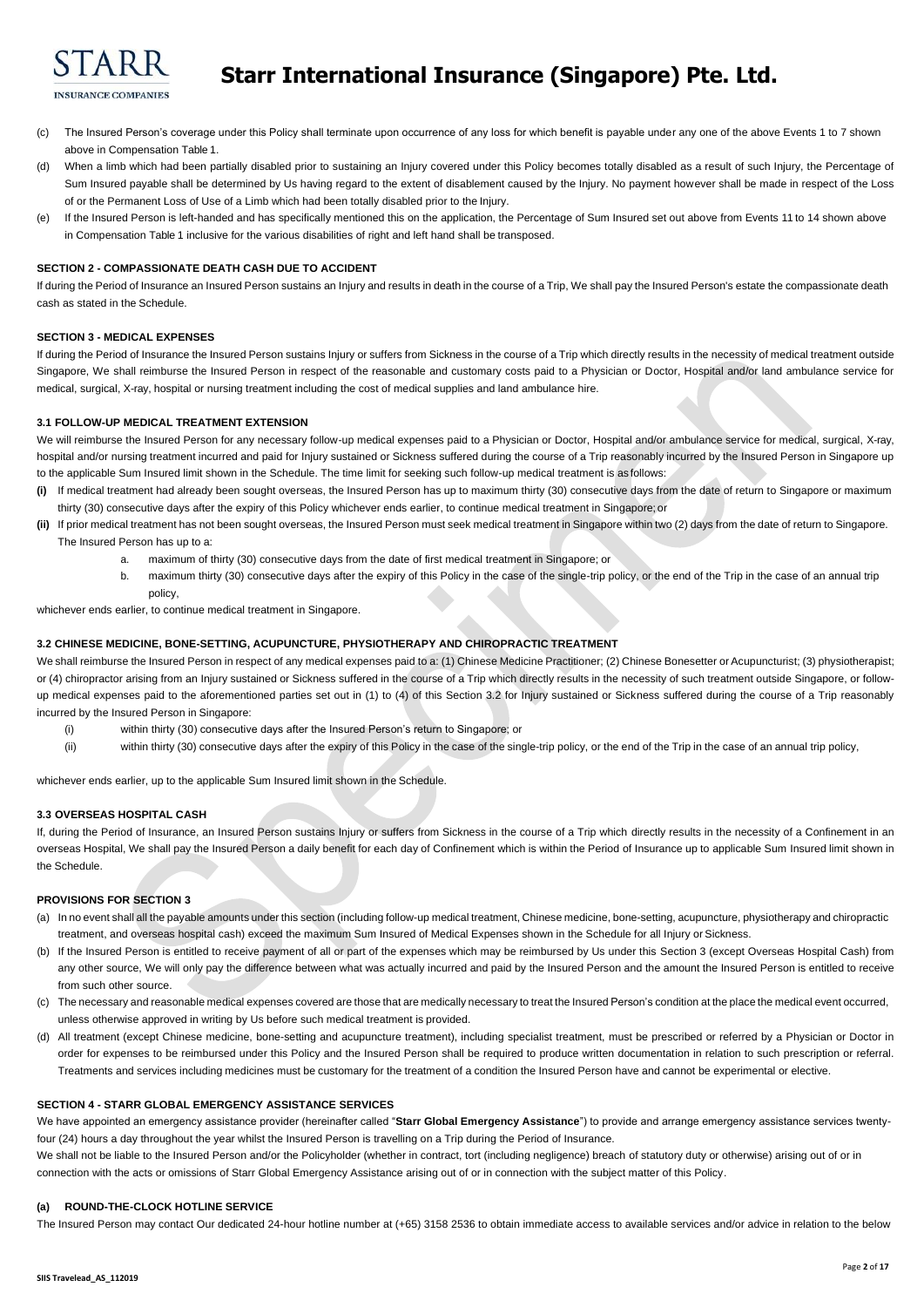(c) The Insured Person's coverage under this Policy shall terminate upon occurrence of any loss for which benefit is payable under any one of the above Events 1 to 7 shown above in Compensation Table 1.

(d) When a limb which had been partially disabled prior to sustaining an Injury covered under this Policy becomes totally disabled as a result of such Injury, the Percentage of Sum Insured payable shall be determined by Us having regard to the extent of disablement caused by the Injury. No payment however shall be made in respect of the Loss of or the Permanent Loss of Use of a Limb which had been totally disabled prior to the Injury.

(e) If the Insured Person is left-handed and has specifically mentioned this on the application, the Percentage of Sum Insured set out above from Events 11 to 14 shown above in Compensation Table 1 inclusive for the various disabilities of right and left hand shall be transposed.

**SECTION 2 - COMPASSIONATE DEATH CASH DUE TO ACCIDENT**

If during the Period of Insurance an Insured Person sustains an Injury and results in death in the course of a Trip, We shall pay the Insured Person's estate the compassionate death cash as stated in the Schedule.

**SECTION 3 - MEDICAL EXPENSES**

If during the Period of Insurance the Insured Person sustains Injury or suffers from Sickness in the course of a Trip which directly results in the necessity of medical treatment outside Singapore, We shall reimburse the Insured Person in respect of the reasonable and customary costs paid to a Physician or Doctor, Hospital and/or land ambulance service for medical, surgical, X-ray, hospital or nursing treatment including the cost of medical supplies and land ambulance hire.

**3.1 FOLLOW-UP MEDICAL TREATMENT EXTENSION**

We will reimburse the Insured Person for any necessary follow-up medical expenses paid to a Physician or Doctor, Hospital and/or ambulance service for medical, surgical, X-ray, hospital and/or nursing treatment incurred and paid for Injury sustained or Sickness suffered during the course of a Trip reasonably incurred by the Insured Person in Singapore up to the applicable Sum Insured limit shown in the Schedule. The time limit for seeking such follow-up medical treatment is as follows:

**(i)** If medical treatment had already been sought overseas, the Insured Person has up to maximum thirty (30) consecutive days from the date of return to Singapore or maximum thirty (30) consecutive days after the expiry of this Policy whichever ends earlier, to continue medical treatment in Singapore; or

**(ii)** If prior medical treatment has not been sought overseas, the Insured Person must seek medical treatment in Singapore within two (2) days from the date of return to Singapore. The Insured Person has up to a:

a. maximum of thirty (30) consecutive days from the date of first medical treatment in Singapore; or

b. maximum thirty (30) consecutive days after the expiry of this Policy in the case of the single-trip policy, or the end of the Trip in the case of an annual trip policy,

whichever ends earlier, to continue medical treatment in Singapore.

**3.2 CHINESE MEDICINE, BONE-SETTING, ACUPUNCTURE, PHYSIOTHERAPY AND CHIROPRACTIC TREATMENT**

We shall reimburse the Insured Person in respect of any medical expenses paid to a: (1) Chinese Medicine Practitioner; (2) Chinese Bonesetter or Acupuncturist; (3) physiotherapist; or (4) chiropractor arising from an Injury sustained or Sickness suffered in the course of a Trip which directly results in the necessity of such treatment outside Singapore, or follow-up medical expenses paid to the aforementioned parties set out in (1) to (4) of this Section 3.2 for Injury sustained or Sickness suffered during the course of a Trip reasonably incurred by the Insured Person in Singapore:

(i) within thirty (30) consecutive days after the Insured Person's return to Singapore; or

(ii) within thirty (30) consecutive days after the expiry of this Policy in the case of the single-trip policy, or the end of the Trip in the case of an annual trip policy,

whichever ends earlier, up to the applicable Sum Insured limit shown in the Schedule.

**3.3 OVERSEAS HOSPITAL CASH**

If, during the Period of Insurance, an Insured Person sustains Injury or suffers from Sickness in the course of a Trip which directly results in the necessity of a Confinement in an overseas Hospital, We shall pay the Insured Person a daily benefit for each day of Confinement which is within the Period of Insurance up to applicable Sum Insured limit shown in the Schedule.

**PROVISIONS FOR SECTION 3**

(a) In no event shall all the payable amounts under this section (including follow-up medical treatment, Chinese medicine, bone-setting, acupuncture, physiotherapy and chiropractic treatment, and overseas hospital cash) exceed the maximum Sum Insured of Medical Expenses shown in the Schedule for all Injury or Sickness.

(b) If the Insured Person is entitled to receive payment of all or part of the expenses which may be reimbursed by Us under this Section 3 (except Overseas Hospital Cash) from any other source, We will only pay the difference between what was actually incurred and paid by the Insured Person and the amount the Insured Person is entitled to receive from such other source.

(c) The necessary and reasonable medical expenses covered are those that are medically necessary to treat the Insured Person's condition at the place the medical event occurred, unless otherwise approved in writing by Us before such medical treatment is provided.

(d) All treatment (except Chinese medicine, bone-setting and acupuncture treatment), including specialist treatment, must be prescribed or referred by a Physician or Doctor in order for expenses to be reimbursed under this Policy and the Insured Person shall be required to produce written documentation in relation to such prescription or referral. Treatments and services including medicines must be customary for the treatment of a condition the Insured Person have and cannot be experimental or elective.

**SECTION 4 - STARR GLOBAL EMERGENCY ASSISTANCE SERVICES**

We have appointed an emergency assistance provider (hereinafter called "**Starr Global Emergency Assistance**") to provide and arrange emergency assistance services twenty-four (24) hours a day throughout the year whilst the Insured Person is travelling on a Trip during the Period of Insurance.

We shall not be liable to the Insured Person and/or the Policyholder (whether in contract, tort (including negligence) breach of statutory duty or otherwise) arising out of or in connection with the acts or omissions of Starr Global Emergency Assistance arising out of or in connection with the subject matter of this Policy.

**(a) ROUND-THE-CLOCK HOTLINE SERVICE**

The Insured Person may contact Our dedicated 24-hour hotline number at (+65) 3158 2536 to obtain immediate access to available services and/or advice in relation to the below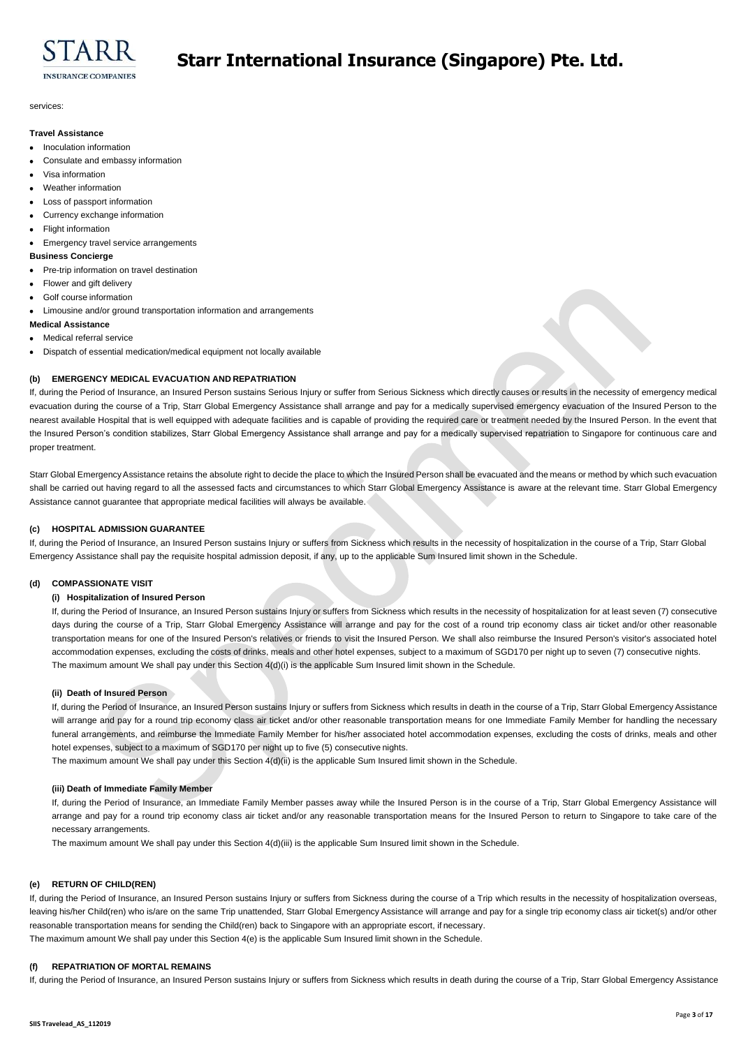services:

**Travel Assistance**

- Inoculation information
- Consulate and embassy information
- Visa information
- Weather information
- Loss of passport information
- Currency exchange information
- Flight information
- Emergency travel service arrangements

**Business Concierge**

- Pre-trip information on travel destination
- Flower and gift delivery
- Golf course information
- Limousine and/or ground transportation information and arrangements

**Medical Assistance**

- Medical referral service
- Dispatch of essential medication/medical equipment not locally available

**(b) EMERGENCY MEDICAL EVACUATION AND REPATRIATION**

If, during the Period of Insurance, an Insured Person sustains Serious Injury or suffer from Serious Sickness which directly causes or results in the necessity of emergency medical evacuation during the course of a Trip, Starr Global Emergency Assistance shall arrange and pay for a medically supervised emergency evacuation of the Insured Person to the nearest available Hospital that is well equipped with adequate facilities and is capable of providing the required care or treatment needed by the Insured Person. In the event that the Insured Person's condition stabilizes, Starr Global Emergency Assistance shall arrange and pay for a medically supervised repatriation to Singapore for continuous care and proper treatment.

Starr Global Emergency Assistance retains the absolute right to decide the place to which the Insured Person shall be evacuated and the means or method by which such evacuation shall be carried out having regard to all the assessed facts and circumstances to which Starr Global Emergency Assistance is aware at the relevant time. Starr Global Emergency Assistance cannot guarantee that appropriate medical facilities will always be available.

**(c) HOSPITAL ADMISSION GUARANTEE**

If, during the Period of Insurance, an Insured Person sustains Injury or suffers from Sickness which results in the necessity of hospitalization in the course of a Trip, Starr Global Emergency Assistance shall pay the requisite hospital admission deposit, if any, up to the applicable Sum Insured limit shown in the Schedule.

**(d) COMPASSIONATE VISIT**

**(i) Hospitalization of Insured Person**

If, during the Period of Insurance, an Insured Person sustains Injury or suffers from Sickness which results in the necessity of hospitalization for at least seven (7) consecutive days during the course of a Trip, Starr Global Emergency Assistance will arrange and pay for the cost of a round trip economy class air ticket and/or other reasonable transportation means for one of the Insured Person's relatives or friends to visit the Insured Person. We shall also reimburse the Insured Person's visitor's associated hotel accommodation expenses, excluding the costs of drinks, meals and other hotel expenses, subject to a maximum of SGD170 per night up to seven (7) consecutive nights.
The maximum amount We shall pay under this Section 4(d)(i) is the applicable Sum Insured limit shown in the Schedule.

**(ii) Death of Insured Person**

If, during the Period of Insurance, an Insured Person sustains Injury or suffers from Sickness which results in death in the course of a Trip, Starr Global Emergency Assistance will arrange and pay for a round trip economy class air ticket and/or other reasonable transportation means for one Immediate Family Member for handling the necessary funeral arrangements, and reimburse the Immediate Family Member for his/her associated hotel accommodation expenses, excluding the costs of drinks, meals and other hotel expenses, subject to a maximum of SGD170 per night up to five (5) consecutive nights.
The maximum amount We shall pay under this Section 4(d)(ii) is the applicable Sum Insured limit shown in the Schedule.

**(iii) Death of Immediate Family Member**

If, during the Period of Insurance, an Immediate Family Member passes away while the Insured Person is in the course of a Trip, Starr Global Emergency Assistance will arrange and pay for a round trip economy class air ticket and/or any reasonable transportation means for the Insured Person to return to Singapore to take care of the necessary arrangements.
The maximum amount We shall pay under this Section 4(d)(iii) is the applicable Sum Insured limit shown in the Schedule.

**(e) RETURN OF CHILD(REN)**

If, during the Period of Insurance, an Insured Person sustains Injury or suffers from Sickness during the course of a Trip which results in the necessity of hospitalization overseas, leaving his/her Child(ren) who is/are on the same Trip unattended, Starr Global Emergency Assistance will arrange and pay for a single trip economy class air ticket(s) and/or other reasonable transportation means for sending the Child(ren) back to Singapore with an appropriate escort, if necessary.
The maximum amount We shall pay under this Section 4(e) is the applicable Sum Insured limit shown in the Schedule.

**(f) REPATRIATION OF MORTAL REMAINS**

If, during the Period of Insurance, an Insured Person sustains Injury or suffers from Sickness which results in death during the course of a Trip, Starr Global Emergency Assistance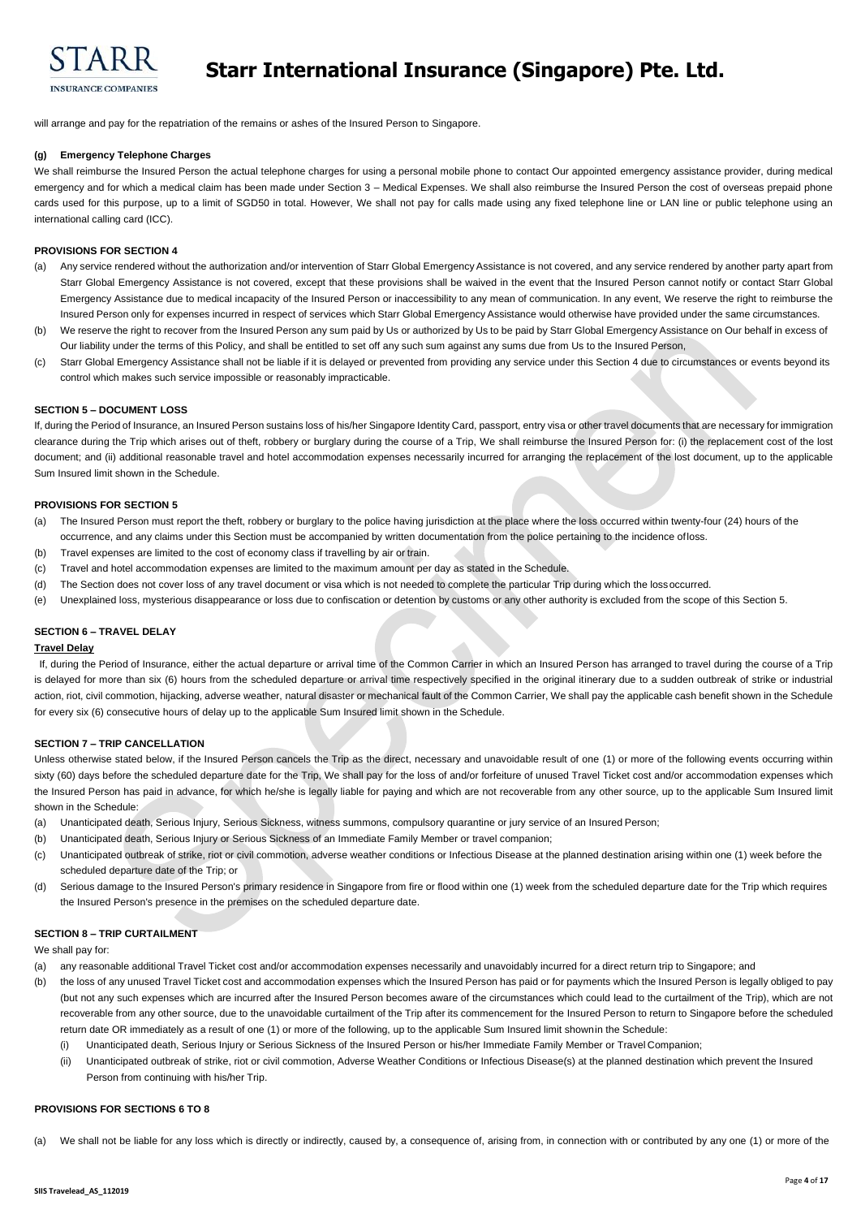will arrange and pay for the repatriation of the remains or ashes of the Insured Person to Singapore.

**(g) Emergency Telephone Charges**

We shall reimburse the Insured Person the actual telephone charges for using a personal mobile phone to contact Our appointed emergency assistance provider, during medical emergency and for which a medical claim has been made under Section 3 – Medical Expenses. We shall also reimburse the Insured Person the cost of overseas prepaid phone cards used for this purpose, up to a limit of SGD50 in total. However, We shall not pay for calls made using any fixed telephone line or LAN line or public telephone using an international calling card (ICC).

**PROVISIONS FOR SECTION 4**

(a) Any service rendered without the authorization and/or intervention of Starr Global Emergency Assistance is not covered, and any service rendered by another party apart from Starr Global Emergency Assistance is not covered, except that these provisions shall be waived in the event that the Insured Person cannot notify or contact Starr Global Emergency Assistance due to medical incapacity of the Insured Person or inaccessibility to any mean of communication. In any event, We reserve the right to reimburse the Insured Person only for expenses incurred in respect of services which Starr Global Emergency Assistance would otherwise have provided under the same circumstances.

(b) We reserve the right to recover from the Insured Person any sum paid by Us or authorized by Us to be paid by Starr Global Emergency Assistance on Our behalf in excess of Our liability under the terms of this Policy, and shall be entitled to set off any such sum against any sums due from Us to the Insured Person,

(c) Starr Global Emergency Assistance shall not be liable if it is delayed or prevented from providing any service under this Section 4 due to circumstances or events beyond its control which makes such service impossible or reasonably impracticable.

**SECTION 5 – DOCUMENT LOSS**

If, during the Period of Insurance, an Insured Person sustains loss of his/her Singapore Identity Card, passport, entry visa or other travel documents that are necessary for immigration clearance during the Trip which arises out of theft, robbery or burglary during the course of a Trip, We shall reimburse the Insured Person for: (i) the replacement cost of the lost document; and (ii) additional reasonable travel and hotel accommodation expenses necessarily incurred for arranging the replacement of the lost document, up to the applicable Sum Insured limit shown in the Schedule.

**PROVISIONS FOR SECTION 5**

(a) The Insured Person must report the theft, robbery or burglary to the police having jurisdiction at the place where the loss occurred within twenty-four (24) hours of the occurrence, and any claims under this Section must be accompanied by written documentation from the police pertaining to the incidence of loss.

(b) Travel expenses are limited to the cost of economy class if travelling by air or train.

(c) Travel and hotel accommodation expenses are limited to the maximum amount per day as stated in the Schedule.

(d) The Section does not cover loss of any travel document or visa which is not needed to complete the particular Trip during which the loss occurred.

(e) Unexplained loss, mysterious disappearance or loss due to confiscation or detention by customs or any other authority is excluded from the scope of this Section 5.

**SECTION 6 – TRAVEL DELAY**

**Travel Delay**

If, during the Period of Insurance, either the actual departure or arrival time of the Common Carrier in which an Insured Person has arranged to travel during the course of a Trip is delayed for more than six (6) hours from the scheduled departure or arrival time respectively specified in the original itinerary due to a sudden outbreak of strike or industrial action, riot, civil commotion, hijacking, adverse weather, natural disaster or mechanical fault of the Common Carrier, We shall pay the applicable cash benefit shown in the Schedule for every six (6) consecutive hours of delay up to the applicable Sum Insured limit shown in the Schedule.

**SECTION 7 – TRIP CANCELLATION**

Unless otherwise stated below, if the Insured Person cancels the Trip as the direct, necessary and unavoidable result of one (1) or more of the following events occurring within sixty (60) days before the scheduled departure date for the Trip, We shall pay for the loss of and/or forfeiture of unused Travel Ticket cost and/or accommodation expenses which the Insured Person has paid in advance, for which he/she is legally liable for paying and which are not recoverable from any other source, up to the applicable Sum Insured limit shown in the Schedule:

(a) Unanticipated death, Serious Injury, Serious Sickness, witness summons, compulsory quarantine or jury service of an Insured Person;

(b) Unanticipated death, Serious Injury or Serious Sickness of an Immediate Family Member or travel companion;

(c) Unanticipated outbreak of strike, riot or civil commotion, adverse weather conditions or Infectious Disease at the planned destination arising within one (1) week before the scheduled departure date of the Trip; or

(d) Serious damage to the Insured Person's primary residence in Singapore from fire or flood within one (1) week from the scheduled departure date for the Trip which requires the Insured Person's presence in the premises on the scheduled departure date.

**SECTION 8 – TRIP CURTAILMENT**

We shall pay for:

(a) any reasonable additional Travel Ticket cost and/or accommodation expenses necessarily and unavoidably incurred for a direct return trip to Singapore; and

(b) the loss of any unused Travel Ticket cost and accommodation expenses which the Insured Person has paid or for payments which the Insured Person is legally obliged to pay (but not any such expenses which are incurred after the Insured Person becomes aware of the circumstances which could lead to the curtailment of the Trip), which are not recoverable from any other source, due to the unavoidable curtailment of the Trip after its commencement for the Insured Person to return to Singapore before the scheduled return date OR immediately as a result of one (1) or more of the following, up to the applicable Sum Insured limit shown in the Schedule:

   (i) Unanticipated death, Serious Injury or Serious Sickness of the Insured Person or his/her Immediate Family Member or Travel Companion;

   (ii) Unanticipated outbreak of strike, riot or civil commotion, Adverse Weather Conditions or Infectious Disease(s) at the planned destination which prevent the Insured Person from continuing with his/her Trip.

**PROVISIONS FOR SECTIONS 6 TO 8**

(a) We shall not be liable for any loss which is directly or indirectly, caused by, a consequence of, arising from, in connection with or contributed by any one (1) or more of the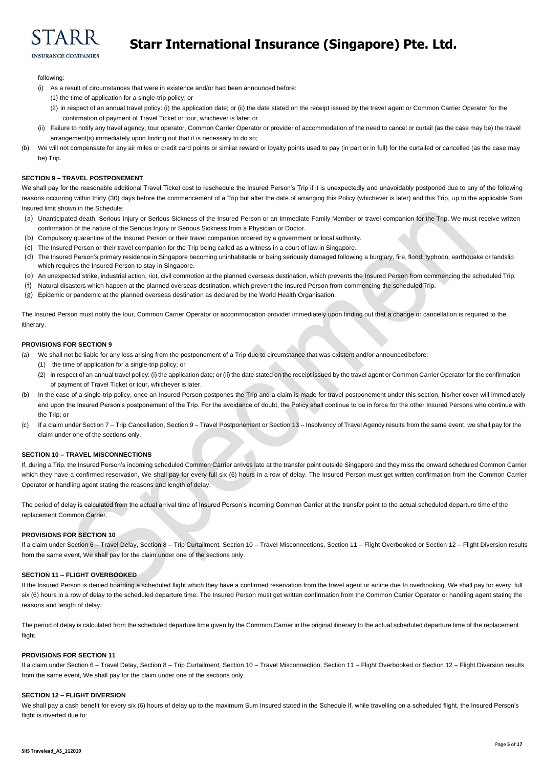following:

- (i) As a result of circumstances that were in existence and/or had been announced before:
  - (1) the time of application for a single-trip policy; or
  - (2) in respect of an annual travel policy: (i) the application date; or (ii) the date stated on the receipt issued by the travel agent or Common Carrier Operator for the confirmation of payment of Travel Ticket or tour, whichever is later; or
- (ii) Failure to notify any travel agency, tour operator, Common Carrier Operator or provider of accommodation of the need to cancel or curtail (as the case may be) the travel arrangement(s) immediately upon finding out that it is necessary to do so;

(b) We will not compensate for any air miles or credit card points or similar reward or loyalty points used to pay (in part or in full) for the curtailed or cancelled (as the case may be) Trip.

**SECTION 9 – TRAVEL POSTPONEMENT**

We shall pay for the reasonable additional Travel Ticket cost to reschedule the Insured Person's Trip if it is unexpectedly and unavoidably postponed due to any of the following reasons occurring within thirty (30) days before the commencement of a Trip but after the date of arranging this Policy (whichever is later) and this Trip, up to the applicable Sum Insured limit shown in the Schedule:

- (a) Unanticipated death, Serious Injury or Serious Sickness of the Insured Person or an Immediate Family Member or travel companion for the Trip. We must receive written confirmation of the nature of the Serious Injury or Serious Sickness from a Physician or Doctor.
- (b) Compulsory quarantine of the Insured Person or their travel companion ordered by a government or local authority.
- (c) The Insured Person or their travel companion for the Trip being called as a witness in a court of law in Singapore.
- (d) The Insured Person's primary residence in Singapore becoming uninhabitable or being seriously damaged following a burglary, fire, flood, typhoon, earthquake or landslip which requires the Insured Person to stay in Singapore.
- (e) An unexpected strike, industrial action, riot, civil commotion at the planned overseas destination, which prevents the Insured Person from commencing the scheduled Trip.
- (f) Natural disasters which happen at the planned overseas destination, which prevent the Insured Person from commencing the scheduled Trip.
- (g) Epidemic or pandemic at the planned overseas destination as declared by the World Health Organisation.

The Insured Person must notify the tour, Common Carrier Operator or accommodation provider immediately upon finding out that a change or cancellation is required to the itinerary.

**PROVISIONS FOR SECTION 9**

- (a) We shall not be liable for any loss arising from the postponement of a Trip due to circumstance that was existent and/or announced before:
  - (1) the time of application for a single-trip policy; or
  - (2) in respect of an annual travel policy: (i) the application date; or (ii) the date stated on the receipt issued by the travel agent or Common Carrier Operator for the confirmation of payment of Travel Ticket or tour, whichever is later.
- (b) In the case of a single-trip policy, once an Insured Person postpones the Trip and a claim is made for travel postponement under this section, his/her cover will immediately end upon the Insured Person's postponement of the Trip. For the avoidance of doubt, the Policy shall continue to be in force for the other Insured Persons who continue with the Trip; or
- (c) If a claim under Section 7 – Trip Cancellation, Section 9 – Travel Postponement or Section 13 – Insolvency of Travel Agency results from the same event, we shall pay for the claim under one of the sections only.

**SECTION 10 – TRAVEL MISCONNECTIONS**

If, during a Trip, the Insured Person's incoming scheduled Common Carrier arrives late at the transfer point outside Singapore and they miss the onward scheduled Common Carrier which they have a confirmed reservation, We shall pay for every full six (6) hours in a row of delay. The Insured Person must get written confirmation from the Common Carrier Operator or handling agent stating the reasons and length of delay.

The period of delay is calculated from the actual arrival time of Insured Person's incoming Common Carrier at the transfer point to the actual scheduled departure time of the replacement Common Carrier.

**PROVISIONS FOR SECTION 10**

If a claim under Section 6 – Travel Delay, Section 8 – Trip Curtailment, Section 10 – Travel Misconnections, Section 11 – Flight Overbooked or Section 12 – Flight Diversion results from the same event, We shall pay for the claim under one of the sections only.

**SECTION 11 – FLIGHT OVERBOOKED**

If the Insured Person is denied boarding a scheduled flight which they have a confirmed reservation from the travel agent or airline due to overbooking, We shall pay for every full six (6) hours in a row of delay to the scheduled departure time. The Insured Person must get written confirmation from the Common Carrier Operator or handling agent stating the reasons and length of delay.

The period of delay is calculated from the scheduled departure time given by the Common Carrier in the original itinerary to the actual scheduled departure time of the replacement flight.

**PROVISIONS FOR SECTION 11**

If a claim under Section 6 – Travel Delay, Section 8 – Trip Curtailment, Section 10 – Travel Misconnection, Section 11 – Flight Overbooked or Section 12 – Flight Diversion results from the same event, We shall pay for the claim under one of the sections only.

**SECTION 12 – FLIGHT DIVERSION**

We shall pay a cash benefit for every six (6) hours of delay up to the maximum Sum Insured stated in the Schedule if, while travelling on a scheduled flight, the Insured Person's flight is diverted due to: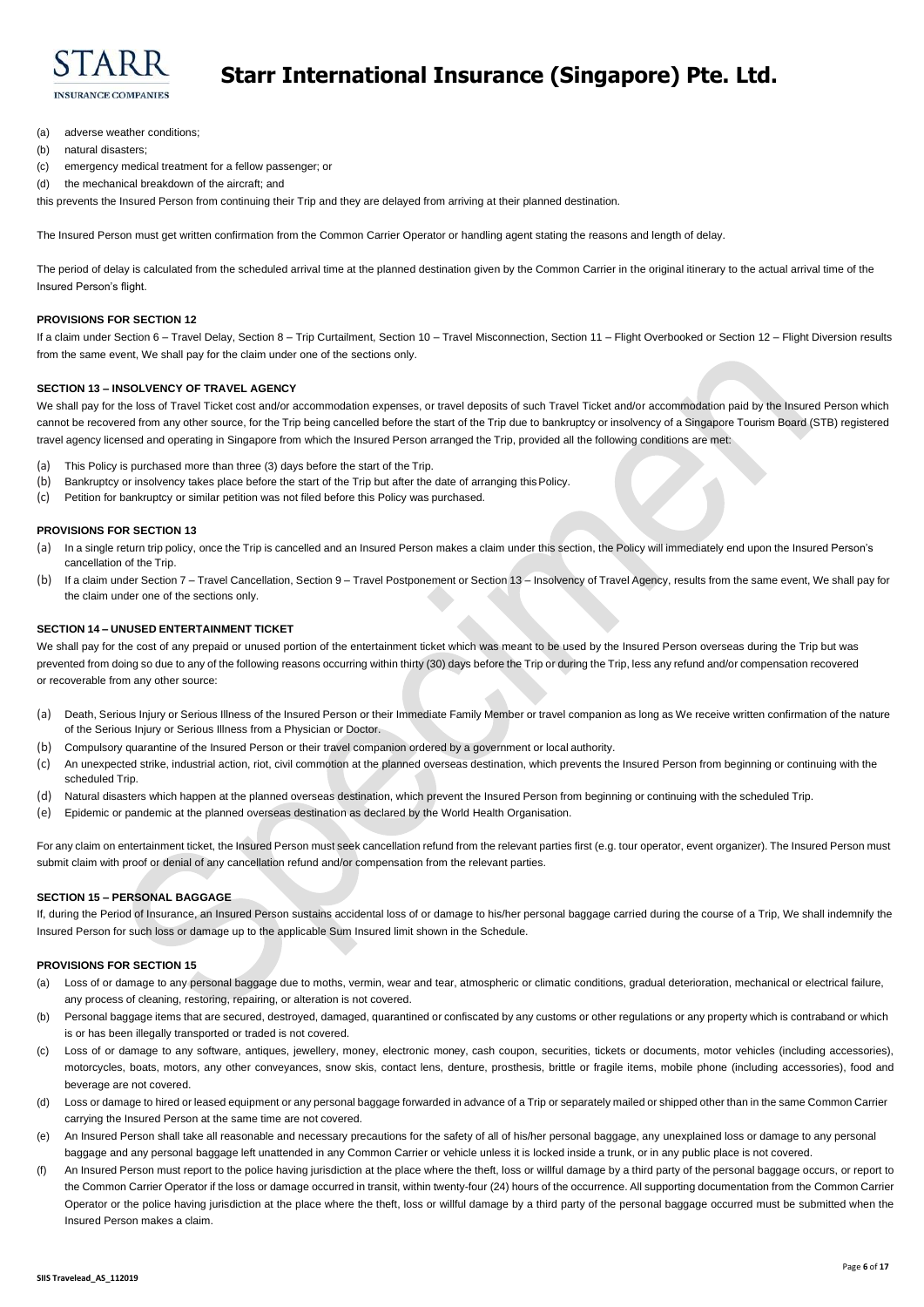(a) adverse weather conditions;
(b) natural disasters;
(c) emergency medical treatment for a fellow passenger; or
(d) the mechanical breakdown of the aircraft; and

this prevents the Insured Person from continuing their Trip and they are delayed from arriving at their planned destination.

The Insured Person must get written confirmation from the Common Carrier Operator or handling agent stating the reasons and length of delay.

The period of delay is calculated from the scheduled arrival time at the planned destination given by the Common Carrier in the original itinerary to the actual arrival time of the Insured Person's flight.

**PROVISIONS FOR SECTION 12**

If a claim under Section 6 – Travel Delay, Section 8 – Trip Curtailment, Section 10 – Travel Misconnection, Section 11 – Flight Overbooked or Section 12 – Flight Diversion results from the same event, We shall pay for the claim under one of the sections only.

**SECTION 13 – INSOLVENCY OF TRAVEL AGENCY**

We shall pay for the loss of Travel Ticket cost and/or accommodation expenses, or travel deposits of such Travel Ticket and/or accommodation paid by the Insured Person which cannot be recovered from any other source, for the Trip being cancelled before the start of the Trip due to bankruptcy or insolvency of a Singapore Tourism Board (STB) registered travel agency licensed and operating in Singapore from which the Insured Person arranged the Trip, provided all the following conditions are met:

(a) This Policy is purchased more than three (3) days before the start of the Trip.
(b) Bankruptcy or insolvency takes place before the start of the Trip but after the date of arranging this Policy.
(c) Petition for bankruptcy or similar petition was not filed before this Policy was purchased.

**PROVISIONS FOR SECTION 13**

(a) In a single return trip policy, once the Trip is cancelled and an Insured Person makes a claim under this section, the Policy will immediately end upon the Insured Person's cancellation of the Trip.
(b) If a claim under Section 7 – Travel Cancellation, Section 9 – Travel Postponement or Section 13 – Insolvency of Travel Agency, results from the same event, We shall pay for the claim under one of the sections only.

**SECTION 14 – UNUSED ENTERTAINMENT TICKET**

We shall pay for the cost of any prepaid or unused portion of the entertainment ticket which was meant to be used by the Insured Person overseas during the Trip but was prevented from doing so due to any of the following reasons occurring within thirty (30) days before the Trip or during the Trip, less any refund and/or compensation recovered or recoverable from any other source:

(a) Death, Serious Injury or Serious Illness of the Insured Person or their Immediate Family Member or travel companion as long as We receive written confirmation of the nature of the Serious Injury or Serious Illness from a Physician or Doctor.
(b) Compulsory quarantine of the Insured Person or their travel companion ordered by a government or local authority.
(c) An unexpected strike, industrial action, riot, civil commotion at the planned overseas destination, which prevents the Insured Person from beginning or continuing with the scheduled Trip.
(d) Natural disasters which happen at the planned overseas destination, which prevent the Insured Person from beginning or continuing with the scheduled Trip.
(e) Epidemic or pandemic at the planned overseas destination as declared by the World Health Organisation.

For any claim on entertainment ticket, the Insured Person must seek cancellation refund from the relevant parties first (e.g. tour operator, event organizer). The Insured Person must submit claim with proof or denial of any cancellation refund and/or compensation from the relevant parties.

**SECTION 15 – PERSONAL BAGGAGE**

If, during the Period of Insurance, an Insured Person sustains accidental loss of or damage to his/her personal baggage carried during the course of a Trip, We shall indemnify the Insured Person for such loss or damage up to the applicable Sum Insured limit shown in the Schedule.

**PROVISIONS FOR SECTION 15**

(a) Loss of or damage to any personal baggage due to moths, vermin, wear and tear, atmospheric or climatic conditions, gradual deterioration, mechanical or electrical failure, any process of cleaning, restoring, repairing, or alteration is not covered.
(b) Personal baggage items that are secured, destroyed, damaged, quarantined or confiscated by any customs or other regulations or any property which is contraband or which is or has been illegally transported or traded is not covered.
(c) Loss of or damage to any software, antiques, jewellery, money, electronic money, cash coupon, securities, tickets or documents, motor vehicles (including accessories), motorcycles, boats, motors, any other conveyances, snow skis, contact lens, denture, prosthesis, brittle or fragile items, mobile phone (including accessories), food and beverage are not covered.
(d) Loss or damage to hired or leased equipment or any personal baggage forwarded in advance of a Trip or separately mailed or shipped other than in the same Common Carrier carrying the Insured Person at the same time are not covered.
(e) An Insured Person shall take all reasonable and necessary precautions for the safety of all of his/her personal baggage, any unexplained loss or damage to any personal baggage and any personal baggage left unattended in any Common Carrier or vehicle unless it is locked inside a trunk, or in any public place is not covered.
(f) An Insured Person must report to the police having jurisdiction at the place where the theft, loss or willful damage by a third party of the personal baggage occurs, or report to the Common Carrier Operator if the loss or damage occurred in transit, within twenty-four (24) hours of the occurrence. All supporting documentation from the Common Carrier Operator or the police having jurisdiction at the place where the theft, loss or willful damage by a third party of the personal baggage occurred must be submitted when the Insured Person makes a claim.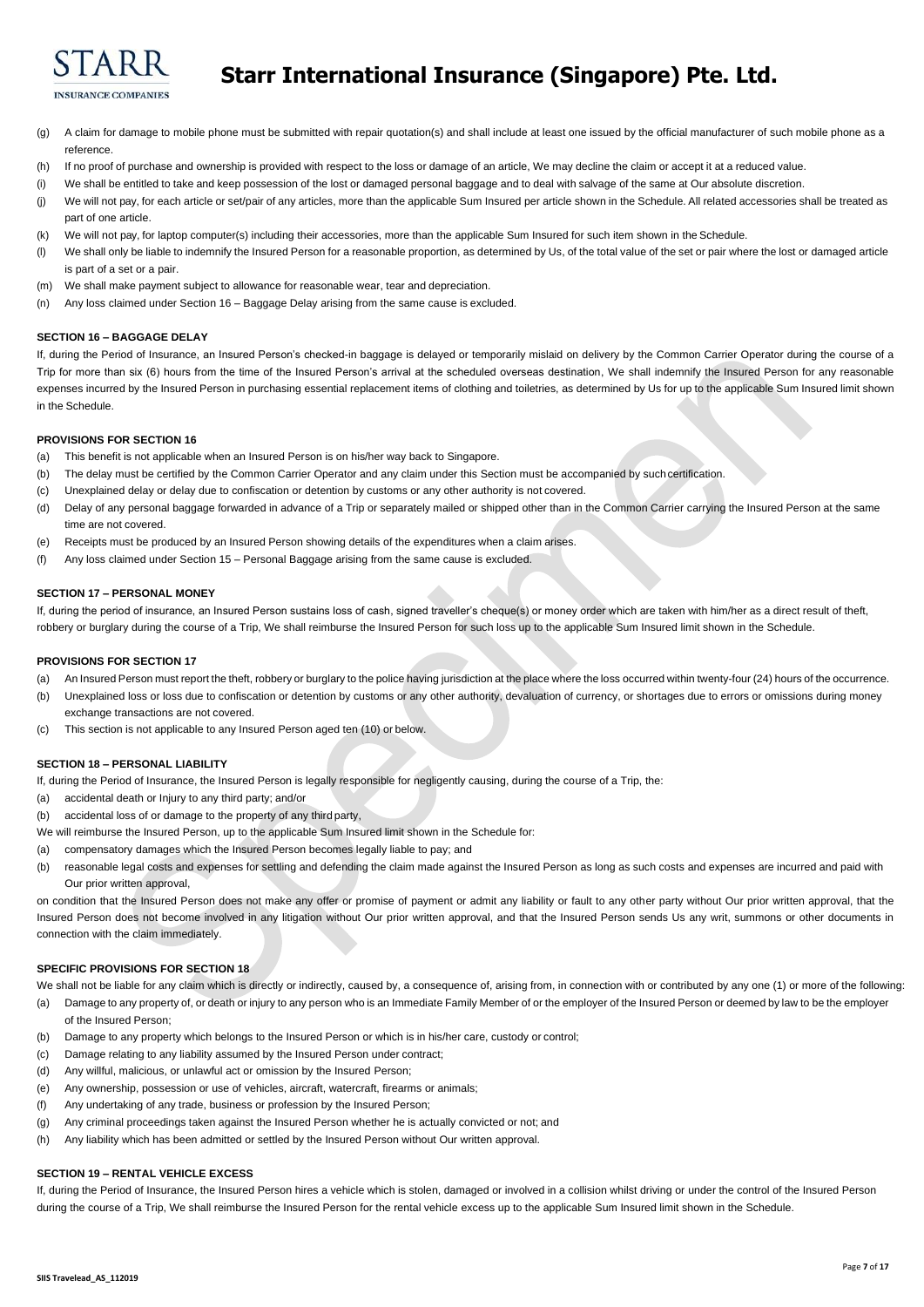(g) A claim for damage to mobile phone must be submitted with repair quotation(s) and shall include at least one issued by the official manufacturer of such mobile phone as a reference.

(h) If no proof of purchase and ownership is provided with respect to the loss or damage of an article, We may decline the claim or accept it at a reduced value.

(i) We shall be entitled to take and keep possession of the lost or damaged personal baggage and to deal with salvage of the same at Our absolute discretion.

(j) We will not pay, for each article or set/pair of any articles, more than the applicable Sum Insured per article shown in the Schedule. All related accessories shall be treated as part of one article.

(k) We will not pay, for laptop computer(s) including their accessories, more than the applicable Sum Insured for such item shown in the Schedule.

(l) We shall only be liable to indemnify the Insured Person for a reasonable proportion, as determined by Us, of the total value of the set or pair where the lost or damaged article is part of a set or a pair.

(m) We shall make payment subject to allowance for reasonable wear, tear and depreciation.

(n) Any loss claimed under Section 16 – Baggage Delay arising from the same cause is excluded.

**SECTION 16 – BAGGAGE DELAY**

If, during the Period of Insurance, an Insured Person's checked-in baggage is delayed or temporarily mislaid on delivery by the Common Carrier Operator during the course of a Trip for more than six (6) hours from the time of the Insured Person's arrival at the scheduled overseas destination, We shall indemnify the Insured Person for any reasonable expenses incurred by the Insured Person in purchasing essential replacement items of clothing and toiletries, as determined by Us for up to the applicable Sum Insured limit shown in the Schedule.

**PROVISIONS FOR SECTION 16**

(a) This benefit is not applicable when an Insured Person is on his/her way back to Singapore.

(b) The delay must be certified by the Common Carrier Operator and any claim under this Section must be accompanied by such certification.

(c) Unexplained delay or delay due to confiscation or detention by customs or any other authority is not covered.

(d) Delay of any personal baggage forwarded in advance of a Trip or separately mailed or shipped other than in the Common Carrier carrying the Insured Person at the same time are not covered.

(e) Receipts must be produced by an Insured Person showing details of the expenditures when a claim arises.

(f) Any loss claimed under Section 15 – Personal Baggage arising from the same cause is excluded.

**SECTION 17 – PERSONAL MONEY**

If, during the period of insurance, an Insured Person sustains loss of cash, signed traveller's cheque(s) or money order which are taken with him/her as a direct result of theft, robbery or burglary during the course of a Trip, We shall reimburse the Insured Person for such loss up to the applicable Sum Insured limit shown in the Schedule.

**PROVISIONS FOR SECTION 17**

(a) An Insured Person must report the theft, robbery or burglary to the police having jurisdiction at the place where the loss occurred within twenty-four (24) hours of the occurrence.

(b) Unexplained loss or loss due to confiscation or detention by customs or any other authority, devaluation of currency, or shortages due to errors or omissions during money exchange transactions are not covered.

(c) This section is not applicable to any Insured Person aged ten (10) or below.

**SECTION 18 – PERSONAL LIABILITY**

If, during the Period of Insurance, the Insured Person is legally responsible for negligently causing, during the course of a Trip, the:

(a) accidental death or Injury to any third party; and/or

(b) accidental loss of or damage to the property of any third party,

We will reimburse the Insured Person, up to the applicable Sum Insured limit shown in the Schedule for:

(a) compensatory damages which the Insured Person becomes legally liable to pay; and

(b) reasonable legal costs and expenses for settling and defending the claim made against the Insured Person as long as such costs and expenses are incurred and paid with Our prior written approval,

on condition that the Insured Person does not make any offer or promise of payment or admit any liability or fault to any other party without Our prior written approval, that the Insured Person does not become involved in any litigation without Our prior written approval, and that the Insured Person sends Us any writ, summons or other documents in connection with the claim immediately.

**SPECIFIC PROVISIONS FOR SECTION 18**

We shall not be liable for any claim which is directly or indirectly, caused by, a consequence of, arising from, in connection with or contributed by any one (1) or more of the following:

(a) Damage to any property of, or death or injury to any person who is an Immediate Family Member of or the employer of the Insured Person or deemed by law to be the employer of the Insured Person;

(b) Damage to any property which belongs to the Insured Person or which is in his/her care, custody or control;

(c) Damage relating to any liability assumed by the Insured Person under contract;

(d) Any willful, malicious, or unlawful act or omission by the Insured Person;

(e) Any ownership, possession or use of vehicles, aircraft, watercraft, firearms or animals;

(f) Any undertaking of any trade, business or profession by the Insured Person;

(g) Any criminal proceedings taken against the Insured Person whether he is actually convicted or not; and

(h) Any liability which has been admitted or settled by the Insured Person without Our written approval.

**SECTION 19 – RENTAL VEHICLE EXCESS**

If, during the Period of Insurance, the Insured Person hires a vehicle which is stolen, damaged or involved in a collision whilst driving or under the control of the Insured Person during the course of a Trip, We shall reimburse the Insured Person for the rental vehicle excess up to the applicable Sum Insured limit shown in the Schedule.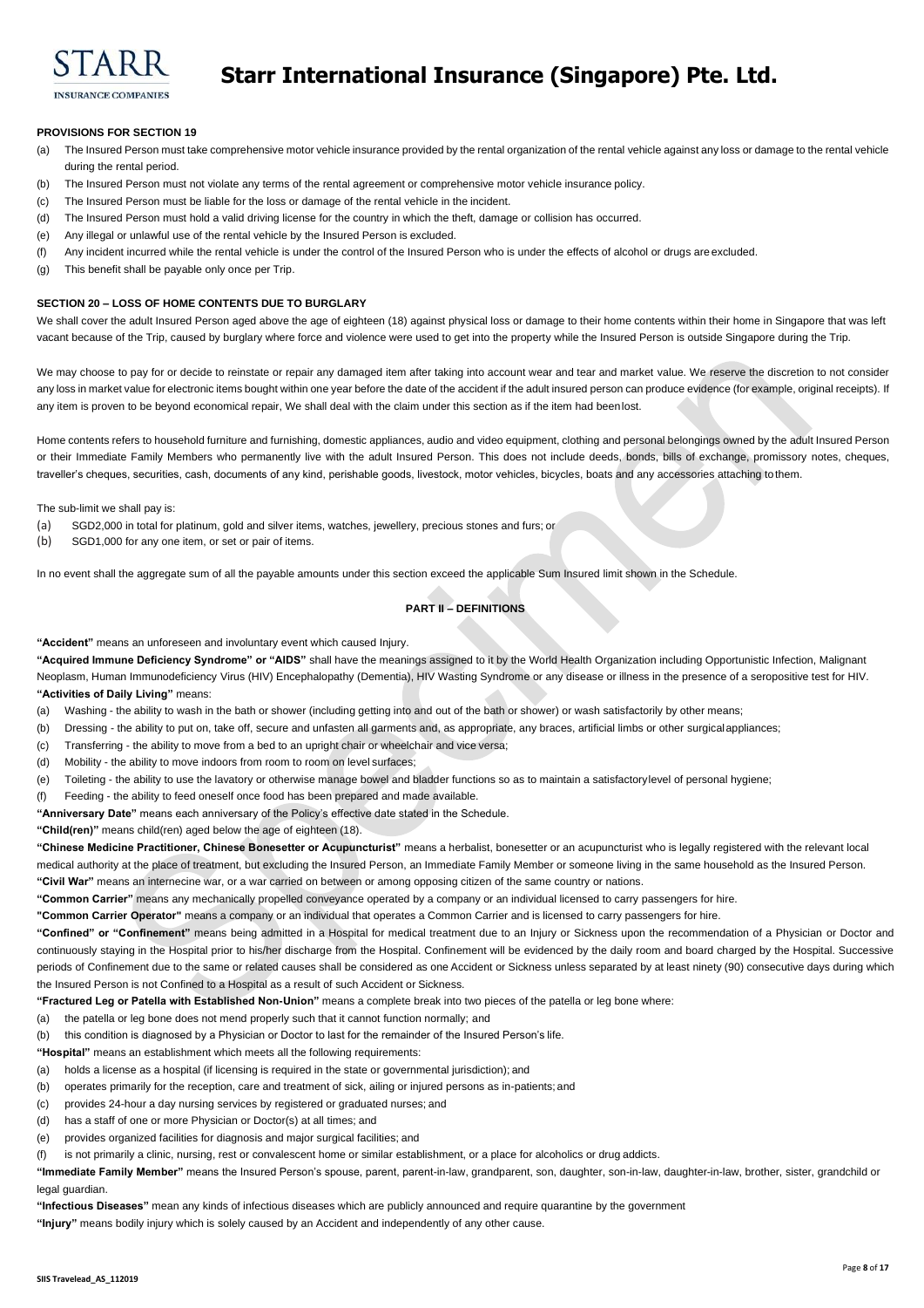**PROVISIONS FOR SECTION 19**

(a) The Insured Person must take comprehensive motor vehicle insurance provided by the rental organization of the rental vehicle against any loss or damage to the rental vehicle during the rental period.
(b) The Insured Person must not violate any terms of the rental agreement or comprehensive motor vehicle insurance policy.
(c) The Insured Person must be liable for the loss or damage of the rental vehicle in the incident.
(d) The Insured Person must hold a valid driving license for the country in which the theft, damage or collision has occurred.
(e) Any illegal or unlawful use of the rental vehicle by the Insured Person is excluded.
(f) Any incident incurred while the rental vehicle is under the control of the Insured Person who is under the effects of alcohol or drugs are excluded.
(g) This benefit shall be payable only once per Trip.

**SECTION 20 – LOSS OF HOME CONTENTS DUE TO BURGLARY**

We shall cover the adult Insured Person aged above the age of eighteen (18) against physical loss or damage to their home contents within their home in Singapore that was left vacant because of the Trip, caused by burglary where force and violence were used to get into the property while the Insured Person is outside Singapore during the Trip.

We may choose to pay for or decide to reinstate or repair any damaged item after taking into account wear and tear and market value. We reserve the discretion to not consider any loss in market value for electronic items bought within one year before the date of the accident if the adult insured person can produce evidence (for example, original receipts). If any item is proven to be beyond economical repair, We shall deal with the claim under this section as if the item had been lost.

Home contents refers to household furniture and furnishing, domestic appliances, audio and video equipment, clothing and personal belongings owned by the adult Insured Person or their Immediate Family Members who permanently live with the adult Insured Person. This does not include deeds, bonds, bills of exchange, promissory notes, cheques, traveller's cheques, securities, cash, documents of any kind, perishable goods, livestock, motor vehicles, bicycles, boats and any accessories attaching to them.

The sub-limit we shall pay is:

(a) SGD2,000 in total for platinum, gold and silver items, watches, jewellery, precious stones and furs; or
(b) SGD1,000 for any one item, or set or pair of items.

In no event shall the aggregate sum of all the payable amounts under this section exceed the applicable Sum Insured limit shown in the Schedule.

## PART II – DEFINITIONS

**"Accident"** means an unforeseen and involuntary event which caused Injury.

**"Acquired Immune Deficiency Syndrome" or "AIDS"** shall have the meanings assigned to it by the World Health Organization including Opportunistic Infection, Malignant Neoplasm, Human Immunodeficiency Virus (HIV) Encephalopathy (Dementia), HIV Wasting Syndrome or any disease or illness in the presence of a seropositive test for HIV.

**"Activities of Daily Living"** means:

(a) Washing - the ability to wash in the bath or shower (including getting into and out of the bath or shower) or wash satisfactorily by other means;
(b) Dressing - the ability to put on, take off, secure and unfasten all garments and, as appropriate, any braces, artificial limbs or other surgical appliances;
(c) Transferring - the ability to move from a bed to an upright chair or wheelchair and vice versa;
(d) Mobility - the ability to move indoors from room to room on level surfaces;
(e) Toileting - the ability to use the lavatory or otherwise manage bowel and bladder functions so as to maintain a satisfactory level of personal hygiene;
(f) Feeding - the ability to feed oneself once food has been prepared and made available.

**"Anniversary Date"** means each anniversary of the Policy's effective date stated in the Schedule.

**"Child(ren)"** means child(ren) aged below the age of eighteen (18).

**"Chinese Medicine Practitioner, Chinese Bonesetter or Acupuncturist"** means a herbalist, bonesetter or an acupuncturist who is legally registered with the relevant local medical authority at the place of treatment, but excluding the Insured Person, an Immediate Family Member or someone living in the same household as the Insured Person.

**"Civil War"** means an internecine war, or a war carried on between or among opposing citizen of the same country or nations.

**"Common Carrier"** means any mechanically propelled conveyance operated by a company or an individual licensed to carry passengers for hire.

**"Common Carrier Operator"** means a company or an individual that operates a Common Carrier and is licensed to carry passengers for hire.

**"Confined" or "Confinement"** means being admitted in a Hospital for medical treatment due to an Injury or Sickness upon the recommendation of a Physician or Doctor and continuously staying in the Hospital prior to his/her discharge from the Hospital. Confinement will be evidenced by the daily room and board charged by the Hospital. Successive periods of Confinement due to the same or related causes shall be considered as one Accident or Sickness unless separated by at least ninety (90) consecutive days during which the Insured Person is not Confined to a Hospital as a result of such Accident or Sickness.

**"Fractured Leg or Patella with Established Non-Union"** means a complete break into two pieces of the patella or leg bone where:

(a) the patella or leg bone does not mend properly such that it cannot function normally; and
(b) this condition is diagnosed by a Physician or Doctor to last for the remainder of the Insured Person's life.

**"Hospital"** means an establishment which meets all the following requirements:

(a) holds a license as a hospital (if licensing is required in the state or governmental jurisdiction); and
(b) operates primarily for the reception, care and treatment of sick, ailing or injured persons as in-patients; and
(c) provides 24-hour a day nursing services by registered or graduated nurses; and
(d) has a staff of one or more Physician or Doctor(s) at all times; and
(e) provides organized facilities for diagnosis and major surgical facilities; and
(f) is not primarily a clinic, nursing, rest or convalescent home or similar establishment, or a place for alcoholics or drug addicts.

**"Immediate Family Member"** means the Insured Person's spouse, parent, parent-in-law, grandparent, son, daughter, son-in-law, daughter-in-law, brother, sister, grandchild or legal guardian.

**"Infectious Diseases"** mean any kinds of infectious diseases which are publicly announced and require quarantine by the government

**"Injury"** means bodily injury which is solely caused by an Accident and independently of any other cause.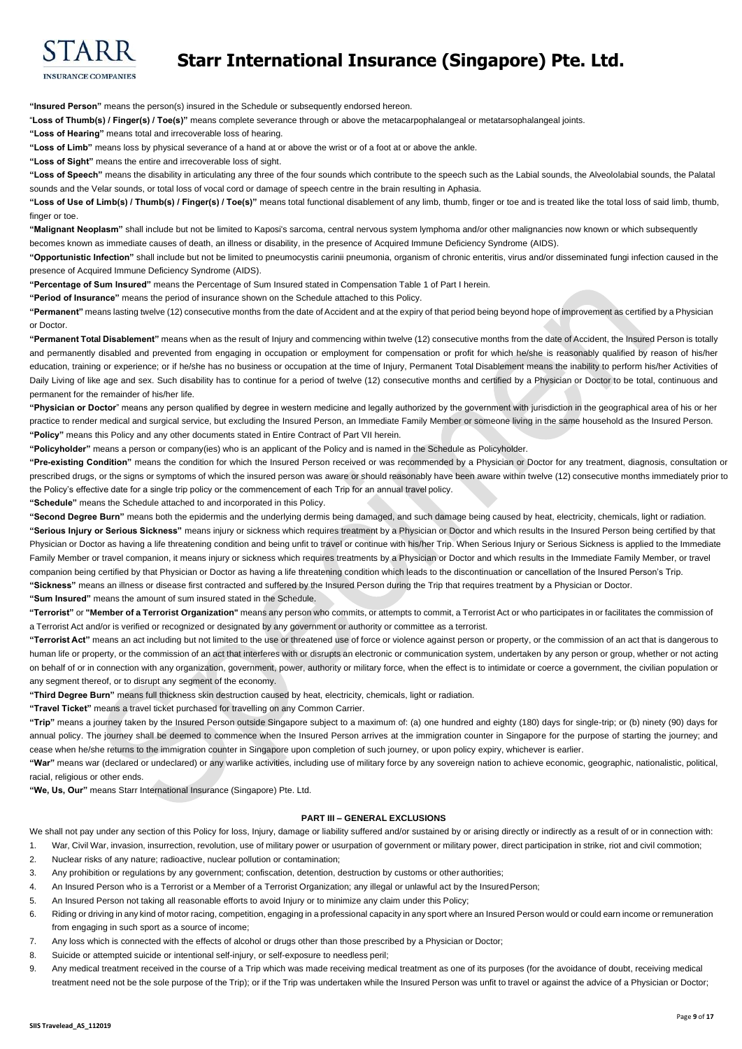**"Insured Person"** means the person(s) insured in the Schedule or subsequently endorsed hereon.

"**Loss of Thumb(s) / Finger(s) / Toe(s)"** means complete severance through or above the metacarpophalangeal or metatarsophalangeal joints.

**"Loss of Hearing"** means total and irrecoverable loss of hearing.

**"Loss of Limb"** means loss by physical severance of a hand at or above the wrist or of a foot at or above the ankle.

**"Loss of Sight"** means the entire and irrecoverable loss of sight.

**"Loss of Speech"** means the disability in articulating any three of the four sounds which contribute to the speech such as the Labial sounds, the Alveololabial sounds, the Palatal sounds and the Velar sounds, or total loss of vocal cord or damage of speech centre in the brain resulting in Aphasia.

**"Loss of Use of Limb(s) / Thumb(s) / Finger(s) / Toe(s)"** means total functional disablement of any limb, thumb, finger or toe and is treated like the total loss of said limb, thumb, finger or toe.

**"Malignant Neoplasm"** shall include but not be limited to Kaposi's sarcoma, central nervous system lymphoma and/or other malignancies now known or which subsequently becomes known as immediate causes of death, an illness or disability, in the presence of Acquired Immune Deficiency Syndrome (AIDS).

**"Opportunistic Infection"** shall include but not be limited to pneumocystis carinii pneumonia, organism of chronic enteritis, virus and/or disseminated fungi infection caused in the presence of Acquired Immune Deficiency Syndrome (AIDS).

**"Percentage of Sum Insured"** means the Percentage of Sum Insured stated in Compensation Table 1 of Part I herein.

**"Period of Insurance"** means the period of insurance shown on the Schedule attached to this Policy.

**"Permanent"** means lasting twelve (12) consecutive months from the date of Accident and at the expiry of that period being beyond hope of improvement as certified by a Physician or Doctor.

**"Permanent Total Disablement"** means when as the result of Injury and commencing within twelve (12) consecutive months from the date of Accident, the Insured Person is totally and permanently disabled and prevented from engaging in occupation or employment for compensation or profit for which he/she is reasonably qualified by reason of his/her education, training or experience; or if he/she has no business or occupation at the time of Injury, Permanent Total Disablement means the inability to perform his/her Activities of Daily Living of like age and sex. Such disability has to continue for a period of twelve (12) consecutive months and certified by a Physician or Doctor to be total, continuous and permanent for the remainder of his/her life.

**"Physician or Doctor"** means any person qualified by degree in western medicine and legally authorized by the government with jurisdiction in the geographical area of his or her practice to render medical and surgical service, but excluding the Insured Person, an Immediate Family Member or someone living in the same household as the Insured Person.

**"Policy"** means this Policy and any other documents stated in Entire Contract of Part VII herein.

**"Policyholder"** means a person or company(ies) who is an applicant of the Policy and is named in the Schedule as Policyholder.

**"Pre-existing Condition"** means the condition for which the Insured Person received or was recommended by a Physician or Doctor for any treatment, diagnosis, consultation or prescribed drugs, or the signs or symptoms of which the insured person was aware or should reasonably have been aware within twelve (12) consecutive months immediately prior to the Policy's effective date for a single trip policy or the commencement of each Trip for an annual travel policy.

**"Schedule"** means the Schedule attached to and incorporated in this Policy.

**"Second Degree Burn"** means both the epidermis and the underlying dermis being damaged, and such damage being caused by heat, electricity, chemicals, light or radiation.

**"Serious Injury or Serious Sickness"** means injury or sickness which requires treatment by a Physician or Doctor and which results in the Insured Person being certified by that Physician or Doctor as having a life threatening condition and being unfit to travel or continue with his/her Trip. When Serious Injury or Serious Sickness is applied to the Immediate Family Member or travel companion, it means injury or sickness which requires treatments by a Physician or Doctor and which results in the Immediate Family Member, or travel companion being certified by that Physician or Doctor as having a life threatening condition which leads to the discontinuation or cancellation of the Insured Person's Trip.

**"Sickness"** means an illness or disease first contracted and suffered by the Insured Person during the Trip that requires treatment by a Physician or Doctor.

**"Sum Insured"** means the amount of sum insured stated in the Schedule.

**"Terrorist"** or **"Member of a Terrorist Organization"** means any person who commits, or attempts to commit, a Terrorist Act or who participates in or facilitates the commission of a Terrorist Act and/or is verified or recognized or designated by any government or authority or committee as a terrorist.

**"Terrorist Act"** means an act including but not limited to the use or threatened use of force or violence against person or property, or the commission of an act that is dangerous to human life or property, or the commission of an act that interferes with or disrupts an electronic or communication system, undertaken by any person or group, whether or not acting on behalf of or in connection with any organization, government, power, authority or military force, when the effect is to intimidate or coerce a government, the civilian population or any segment thereof, or to disrupt any segment of the economy.

**"Third Degree Burn"** means full thickness skin destruction caused by heat, electricity, chemicals, light or radiation.

**"Travel Ticket"** means a travel ticket purchased for travelling on any Common Carrier.

**"Trip"** means a journey taken by the Insured Person outside Singapore subject to a maximum of: (a) one hundred and eighty (180) days for single-trip; or (b) ninety (90) days for annual policy. The journey shall be deemed to commence when the Insured Person arrives at the immigration counter in Singapore for the purpose of starting the journey; and cease when he/she returns to the immigration counter in Singapore upon completion of such journey, or upon policy expiry, whichever is earlier.

**"War"** means war (declared or undeclared) or any warlike activities, including use of military force by any sovereign nation to achieve economic, geographic, nationalistic, political, racial, religious or other ends.

**"We, Us, Our"** means Starr International Insurance (Singapore) Pte. Ltd.

## PART III – GENERAL EXCLUSIONS

We shall not pay under any section of this Policy for loss, Injury, damage or liability suffered and/or sustained by or arising directly or indirectly as a result of or in connection with:

1. War, Civil War, invasion, insurrection, revolution, use of military power or usurpation of government or military power, direct participation in strike, riot and civil commotion;
2. Nuclear risks of any nature; radioactive, nuclear pollution or contamination;
3. Any prohibition or regulations by any government; confiscation, detention, destruction by customs or other authorities;
4. An Insured Person who is a Terrorist or a Member of a Terrorist Organization; any illegal or unlawful act by the Insured Person;
5. An Insured Person not taking all reasonable efforts to avoid Injury or to minimize any claim under this Policy;
6. Riding or driving in any kind of motor racing, competition, engaging in a professional capacity in any sport where an Insured Person would or could earn income or remuneration from engaging in such sport as a source of income;
7. Any loss which is connected with the effects of alcohol or drugs other than those prescribed by a Physician or Doctor;
8. Suicide or attempted suicide or intentional self-injury, or self-exposure to needless peril;
9. Any medical treatment received in the course of a Trip which was made receiving medical treatment as one of its purposes (for the avoidance of doubt, receiving medical treatment need not be the sole purpose of the Trip); or if the Trip was undertaken while the Insured Person was unfit to travel or against the advice of a Physician or Doctor;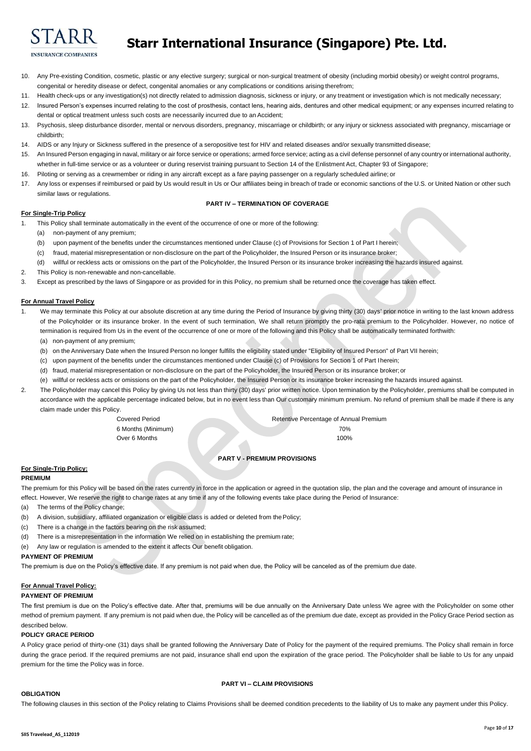10. Any Pre-existing Condition, cosmetic, plastic or any elective surgery; surgical or non-surgical treatment of obesity (including morbid obesity) or weight control programs, congenital or heredity disease or defect, congenital anomalies or any complications or conditions arising therefrom;
11. Health check-ups or any investigation(s) not directly related to admission diagnosis, sickness or injury, or any treatment or investigation which is not medically necessary;
12. Insured Person's expenses incurred relating to the cost of prosthesis, contact lens, hearing aids, dentures and other medical equipment; or any expenses incurred relating to dental or optical treatment unless such costs are necessarily incurred due to an Accident;
13. Psychosis, sleep disturbance disorder, mental or nervous disorders, pregnancy, miscarriage or childbirth; or any injury or sickness associated with pregnancy, miscarriage or childbirth;
14. AIDS or any Injury or Sickness suffered in the presence of a seropositive test for HIV and related diseases and/or sexually transmitted disease;
15. An Insured Person engaging in naval, military or air force service or operations; armed force service; acting as a civil defense personnel of any country or international authority, whether in full-time service or as a volunteer or during reservist training pursuant to Section 14 of the Enlistment Act, Chapter 93 of Singapore;
16. Piloting or serving as a crewmember or riding in any aircraft except as a fare paying passenger on a regularly scheduled airline; or
17. Any loss or expenses if reimbursed or paid by Us would result in Us or Our affiliates being in breach of trade or economic sanctions of the U.S. or United Nation or other such similar laws or regulations.

## PART IV – TERMINATION OF COVERAGE

**For Single-Trip Policy**

1. This Policy shall terminate automatically in the event of the occurrence of one or more of the following:
   (a) non-payment of any premium;
   (b) upon payment of the benefits under the circumstances mentioned under Clause (c) of Provisions for Section 1 of Part I herein;
   (c) fraud, material misrepresentation or non-disclosure on the part of the Policyholder, the Insured Person or its insurance broker;
   (d) willful or reckless acts or omissions on the part of the Policyholder, the Insured Person or its insurance broker increasing the hazards insured against.
2. This Policy is non-renewable and non-cancellable.
3. Except as prescribed by the laws of Singapore or as provided for in this Policy, no premium shall be returned once the coverage has taken effect.

**For Annual Travel Policy**

1. We may terminate this Policy at our absolute discretion at any time during the Period of Insurance by giving thirty (30) days' prior notice in writing to the last known address of the Policyholder or its insurance broker. In the event of such termination, We shall return promptly the pro-rata premium to the Policyholder. However, no notice of termination is required from Us in the event of the occurrence of one or more of the following and this Policy shall be automatically terminated forthwith:
   (a) non-payment of any premium;
   (b) on the Anniversary Date when the Insured Person no longer fulfills the eligibility stated under "Eligibility of Insured Person" of Part VII herein;
   (c) upon payment of the benefits under the circumstances mentioned under Clause (c) of Provisions for Section 1 of Part I herein;
   (d) fraud, material misrepresentation or non-disclosure on the part of the Policyholder, the Insured Person or its insurance broker; or
   (e) willful or reckless acts or omissions on the part of the Policyholder, the Insured Person or its insurance broker increasing the hazards insured against.
2. The Policyholder may cancel this Policy by giving Us not less than thirty (30) days' prior written notice. Upon termination by the Policyholder, premiums shall be computed in accordance with the applicable percentage indicated below, but in no event less than Our customary minimum premium. No refund of premium shall be made if there is any claim made under this Policy.

| Covered Period | Retentive Percentage of Annual Premium |
|---|---|
| 6 Months (Minimum) | 70% |
| Over 6 Months | 100% |

## PART V - PREMIUM PROVISIONS

**For Single-Trip Policy:**

**PREMIUM**

The premium for this Policy will be based on the rates currently in force in the application or agreed in the quotation slip, the plan and the coverage and amount of insurance in effect. However, We reserve the right to change rates at any time if any of the following events take place during the Period of Insurance:

(a) The terms of the Policy change;
(b) A division, subsidiary, affiliated organization or eligible class is added or deleted from the Policy;
(c) There is a change in the factors bearing on the risk assumed;
(d) There is a misrepresentation in the information We relied on in establishing the premium rate;
(e) Any law or regulation is amended to the extent it affects Our benefit obligation.

**PAYMENT OF PREMIUM**

The premium is due on the Policy's effective date. If any premium is not paid when due, the Policy will be canceled as of the premium due date.

**For Annual Travel Policy:**

**PAYMENT OF PREMIUM**

The first premium is due on the Policy's effective date. After that, premiums will be due annually on the Anniversary Date unless We agree with the Policyholder on some other method of premium payment. If any premium is not paid when due, the Policy will be cancelled as of the premium due date, except as provided in the Policy Grace Period section as described below.

**POLICY GRACE PERIOD**

A Policy grace period of thirty-one (31) days shall be granted following the Anniversary Date of Policy for the payment of the required premiums. The Policy shall remain in force during the grace period. If the required premiums are not paid, insurance shall end upon the expiration of the grace period. The Policyholder shall be liable to Us for any unpaid premium for the time the Policy was in force.

## PART VI – CLAIM PROVISIONS

**OBLIGATION**

The following clauses in this section of the Policy relating to Claims Provisions shall be deemed condition precedents to the liability of Us to make any payment under this Policy.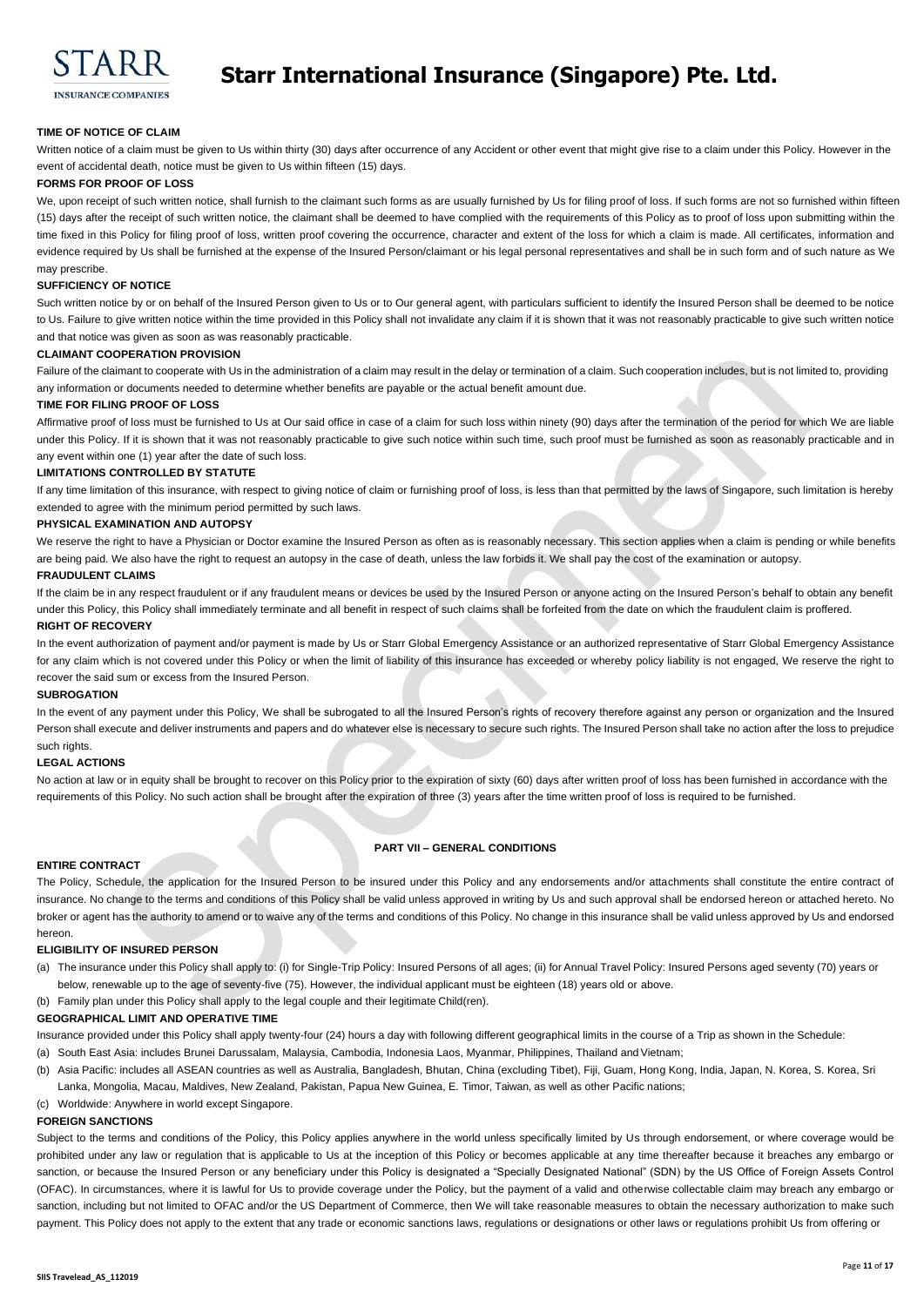**TIME OF NOTICE OF CLAIM**

Written notice of a claim must be given to Us within thirty (30) days after occurrence of any Accident or other event that might give rise to a claim under this Policy. However in the event of accidental death, notice must be given to Us within fifteen (15) days.

**FORMS FOR PROOF OF LOSS**

We, upon receipt of such written notice, shall furnish to the claimant such forms as are usually furnished by Us for filing proof of loss. If such forms are not so furnished within fifteen (15) days after the receipt of such written notice, the claimant shall be deemed to have complied with the requirements of this Policy as to proof of loss upon submitting within the time fixed in this Policy for filing proof of loss, written proof covering the occurrence, character and extent of the loss for which a claim is made. All certificates, information and evidence required by Us shall be furnished at the expense of the Insured Person/claimant or his legal personal representatives and shall be in such form and of such nature as We may prescribe.

**SUFFICIENCY OF NOTICE**

Such written notice by or on behalf of the Insured Person given to Us or to Our general agent, with particulars sufficient to identify the Insured Person shall be deemed to be notice to Us. Failure to give written notice within the time provided in this Policy shall not invalidate any claim if it is shown that it was not reasonably practicable to give such written notice and that notice was given as soon as was reasonably practicable.

**CLAIMANT COOPERATION PROVISION**

Failure of the claimant to cooperate with Us in the administration of a claim may result in the delay or termination of a claim. Such cooperation includes, but is not limited to, providing any information or documents needed to determine whether benefits are payable or the actual benefit amount due.

**TIME FOR FILING PROOF OF LOSS**

Affirmative proof of loss must be furnished to Us at Our said office in case of a claim for such loss within ninety (90) days after the termination of the period for which We are liable under this Policy. If it is shown that it was not reasonably practicable to give such notice within such time, such proof must be furnished as soon as reasonably practicable and in any event within one (1) year after the date of such loss.

**LIMITATIONS CONTROLLED BY STATUTE**

If any time limitation of this insurance, with respect to giving notice of claim or furnishing proof of loss, is less than that permitted by the laws of Singapore, such limitation is hereby extended to agree with the minimum period permitted by such laws.

**PHYSICAL EXAMINATION AND AUTOPSY**

We reserve the right to have a Physician or Doctor examine the Insured Person as often as is reasonably necessary. This section applies when a claim is pending or while benefits are being paid. We also have the right to request an autopsy in the case of death, unless the law forbids it. We shall pay the cost of the examination or autopsy.

**FRAUDULENT CLAIMS**

If the claim be in any respect fraudulent or if any fraudulent means or devices be used by the Insured Person or anyone acting on the Insured Person's behalf to obtain any benefit under this Policy, this Policy shall immediately terminate and all benefit in respect of such claims shall be forfeited from the date on which the fraudulent claim is proffered.

**RIGHT OF RECOVERY**

In the event authorization of payment and/or payment is made by Us or Starr Global Emergency Assistance or an authorized representative of Starr Global Emergency Assistance for any claim which is not covered under this Policy or when the limit of liability of this insurance has exceeded or whereby policy liability is not engaged, We reserve the right to recover the said sum or excess from the Insured Person.

**SUBROGATION**

In the event of any payment under this Policy, We shall be subrogated to all the Insured Person's rights of recovery therefore against any person or organization and the Insured Person shall execute and deliver instruments and papers and do whatever else is necessary to secure such rights. The Insured Person shall take no action after the loss to prejudice such rights.

**LEGAL ACTIONS**

No action at law or in equity shall be brought to recover on this Policy prior to the expiration of sixty (60) days after written proof of loss has been furnished in accordance with the requirements of this Policy. No such action shall be brought after the expiration of three (3) years after the time written proof of loss is required to be furnished.

## PART VII – GENERAL CONDITIONS

**ENTIRE CONTRACT**

The Policy, Schedule, the application for the Insured Person to be insured under this Policy and any endorsements and/or attachments shall constitute the entire contract of insurance. No change to the terms and conditions of this Policy shall be valid unless approved in writing by Us and such approval shall be endorsed hereon or attached hereto. No broker or agent has the authority to amend or to waive any of the terms and conditions of this Policy. No change in this insurance shall be valid unless approved by Us and endorsed hereon.

**ELIGIBILITY OF INSURED PERSON**

(a) The insurance under this Policy shall apply to: (i) for Single-Trip Policy: Insured Persons of all ages; (ii) for Annual Travel Policy: Insured Persons aged seventy (70) years or below, renewable up to the age of seventy-five (75). However, the individual applicant must be eighteen (18) years old or above.
(b) Family plan under this Policy shall apply to the legal couple and their legitimate Child(ren).

**GEOGRAPHICAL LIMIT AND OPERATIVE TIME**

Insurance provided under this Policy shall apply twenty-four (24) hours a day with following different geographical limits in the course of a Trip as shown in the Schedule:

(a) South East Asia: includes Brunei Darussalam, Malaysia, Cambodia, Indonesia Laos, Myanmar, Philippines, Thailand and Vietnam;
(b) Asia Pacific: includes all ASEAN countries as well as Australia, Bangladesh, Bhutan, China (excluding Tibet), Fiji, Guam, Hong Kong, India, Japan, N. Korea, S. Korea, Sri Lanka, Mongolia, Macau, Maldives, New Zealand, Pakistan, Papua New Guinea, E. Timor, Taiwan, as well as other Pacific nations;
(c) Worldwide: Anywhere in world except Singapore.

**FOREIGN SANCTIONS**

Subject to the terms and conditions of the Policy, this Policy applies anywhere in the world unless specifically limited by Us through endorsement, or where coverage would be prohibited under any law or regulation that is applicable to Us at the inception of this Policy or becomes applicable at any time thereafter because it breaches any embargo or sanction, or because the Insured Person or any beneficiary under this Policy is designated a "Specially Designated National" (SDN) by the US Office of Foreign Assets Control (OFAC). In circumstances, where it is lawful for Us to provide coverage under the Policy, but the payment of a valid and otherwise collectable claim may breach any embargo or sanction, including but not limited to OFAC and/or the US Department of Commerce, then We will take reasonable measures to obtain the necessary authorization to make such payment. This Policy does not apply to the extent that any trade or economic sanctions laws, regulations or designations or other laws or regulations prohibit Us from offering or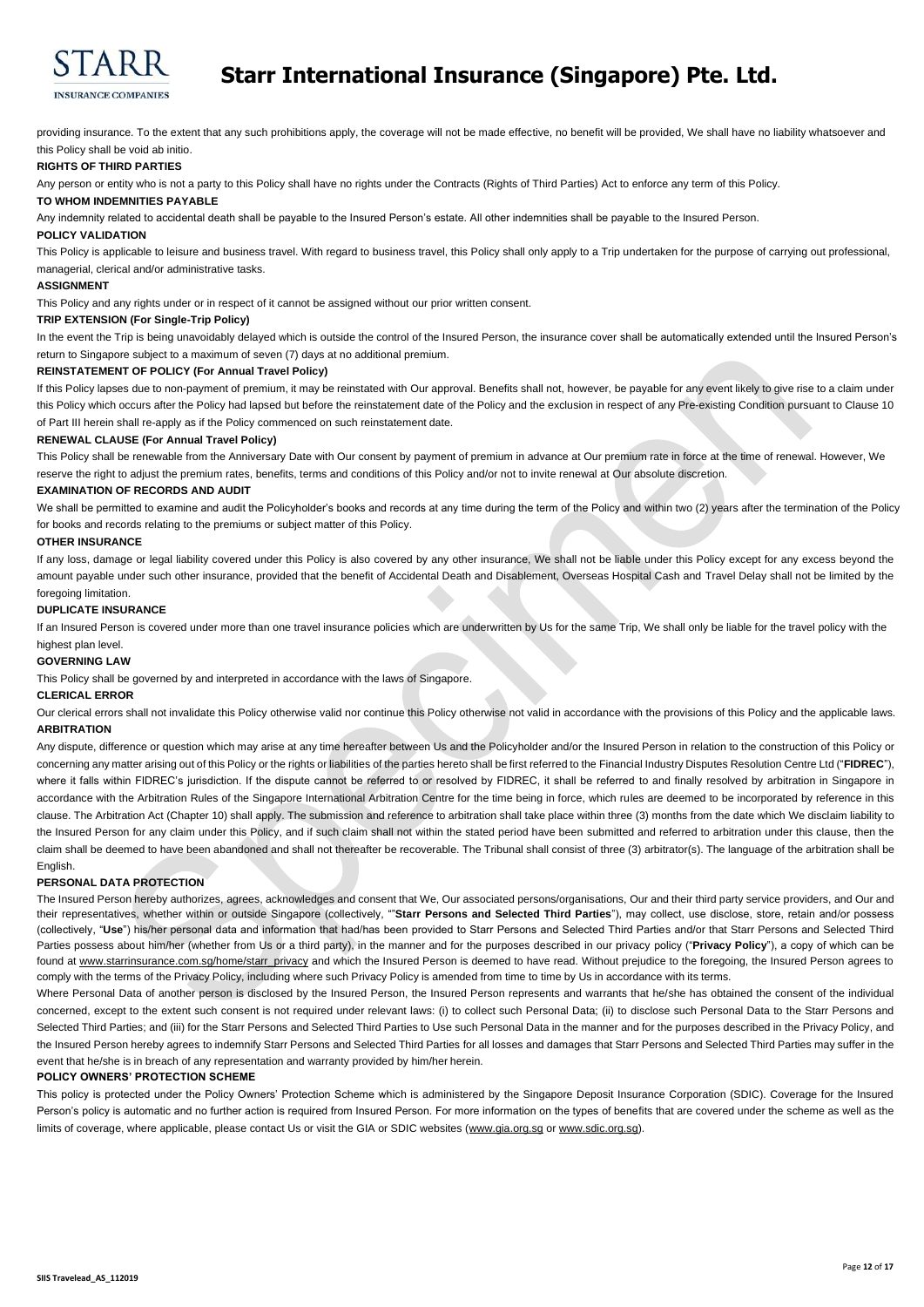providing insurance. To the extent that any such prohibitions apply, the coverage will not be made effective, no benefit will be provided, We shall have no liability whatsoever and this Policy shall be void ab initio.

**RIGHTS OF THIRD PARTIES**

Any person or entity who is not a party to this Policy shall have no rights under the Contracts (Rights of Third Parties) Act to enforce any term of this Policy.

**TO WHOM INDEMNITIES PAYABLE**

Any indemnity related to accidental death shall be payable to the Insured Person's estate. All other indemnities shall be payable to the Insured Person.

**POLICY VALIDATION**

This Policy is applicable to leisure and business travel. With regard to business travel, this Policy shall only apply to a Trip undertaken for the purpose of carrying out professional, managerial, clerical and/or administrative tasks.

**ASSIGNMENT**

This Policy and any rights under or in respect of it cannot be assigned without our prior written consent.

**TRIP EXTENSION (For Single-Trip Policy)**

In the event the Trip is being unavoidably delayed which is outside the control of the Insured Person, the insurance cover shall be automatically extended until the Insured Person's return to Singapore subject to a maximum of seven (7) days at no additional premium.

**REINSTATEMENT OF POLICY (For Annual Travel Policy)**

If this Policy lapses due to non-payment of premium, it may be reinstated with Our approval. Benefits shall not, however, be payable for any event likely to give rise to a claim under this Policy which occurs after the Policy had lapsed but before the reinstatement date of the Policy and the exclusion in respect of any Pre-existing Condition pursuant to Clause 10 of Part III herein shall re-apply as if the Policy commenced on such reinstatement date.

**RENEWAL CLAUSE (For Annual Travel Policy)**

This Policy shall be renewable from the Anniversary Date with Our consent by payment of premium in advance at Our premium rate in force at the time of renewal. However, We reserve the right to adjust the premium rates, benefits, terms and conditions of this Policy and/or not to invite renewal at Our absolute discretion.

**EXAMINATION OF RECORDS AND AUDIT**

We shall be permitted to examine and audit the Policyholder's books and records at any time during the term of the Policy and within two (2) years after the termination of the Policy for books and records relating to the premiums or subject matter of this Policy.

**OTHER INSURANCE**

If any loss, damage or legal liability covered under this Policy is also covered by any other insurance, We shall not be liable under this Policy except for any excess beyond the amount payable under such other insurance, provided that the benefit of Accidental Death and Disablement, Overseas Hospital Cash and Travel Delay shall not be limited by the foregoing limitation.

**DUPLICATE INSURANCE**

If an Insured Person is covered under more than one travel insurance policies which are underwritten by Us for the same Trip, We shall only be liable for the travel policy with the highest plan level.

**GOVERNING LAW**

This Policy shall be governed by and interpreted in accordance with the laws of Singapore.

**CLERICAL ERROR**

Our clerical errors shall not invalidate this Policy otherwise valid nor continue this Policy otherwise not valid in accordance with the provisions of this Policy and the applicable laws.

**ARBITRATION**

Any dispute, difference or question which may arise at any time hereafter between Us and the Policyholder and/or the Insured Person in relation to the construction of this Policy or concerning any matter arising out of this Policy or the rights or liabilities of the parties hereto shall be first referred to the Financial Industry Disputes Resolution Centre Ltd ("**FIDREC**"), where it falls within FIDREC's jurisdiction. If the dispute cannot be referred to or resolved by FIDREC, it shall be referred to and finally resolved by arbitration in Singapore in accordance with the Arbitration Rules of the Singapore International Arbitration Centre for the time being in force, which rules are deemed to be incorporated by reference in this clause. The Arbitration Act (Chapter 10) shall apply. The submission and reference to arbitration shall take place within three (3) months from the date which We disclaim liability to the Insured Person for any claim under this Policy, and if such claim shall not within the stated period have been submitted and referred to arbitration under this clause, then the claim shall be deemed to have been abandoned and shall not thereafter be recoverable. The Tribunal shall consist of three (3) arbitrator(s). The language of the arbitration shall be English.

**PERSONAL DATA PROTECTION**

The Insured Person hereby authorizes, agrees, acknowledges and consent that We, Our associated persons/organisations, Our and their third party service providers, and Our and their representatives, whether within or outside Singapore (collectively, ""**Starr Persons and Selected Third Parties**"), may collect, use disclose, store, retain and/or possess (collectively, "**Use**") his/her personal data and information that had/has been provided to Starr Persons and Selected Third Parties and/or that Starr Persons and Selected Third Parties possess about him/her (whether from Us or a third party), in the manner and for the purposes described in our privacy policy ("**Privacy Policy**"), a copy of which can be found at www.starrinsurance.com.sg/home/starr_privacy and which the Insured Person is deemed to have read. Without prejudice to the foregoing, the Insured Person agrees to comply with the terms of the Privacy Policy, including where such Privacy Policy is amended from time to time by Us in accordance with its terms.

Where Personal Data of another person is disclosed by the Insured Person, the Insured Person represents and warrants that he/she has obtained the consent of the individual concerned, except to the extent such consent is not required under relevant laws: (i) to collect such Personal Data; (ii) to disclose such Personal Data to the Starr Persons and Selected Third Parties; and (iii) for the Starr Persons and Selected Third Parties to Use such Personal Data in the manner and for the purposes described in the Privacy Policy, and the Insured Person hereby agrees to indemnify Starr Persons and Selected Third Parties for all losses and damages that Starr Persons and Selected Third Parties may suffer in the event that he/she is in breach of any representation and warranty provided by him/her herein.

**POLICY OWNERS' PROTECTION SCHEME**

This policy is protected under the Policy Owners' Protection Scheme which is administered by the Singapore Deposit Insurance Corporation (SDIC). Coverage for the Insured Person's policy is automatic and no further action is required from Insured Person. For more information on the types of benefits that are covered under the scheme as well as the limits of coverage, where applicable, please contact Us or visit the GIA or SDIC websites (www.gia.org.sg or www.sdic.org.sg).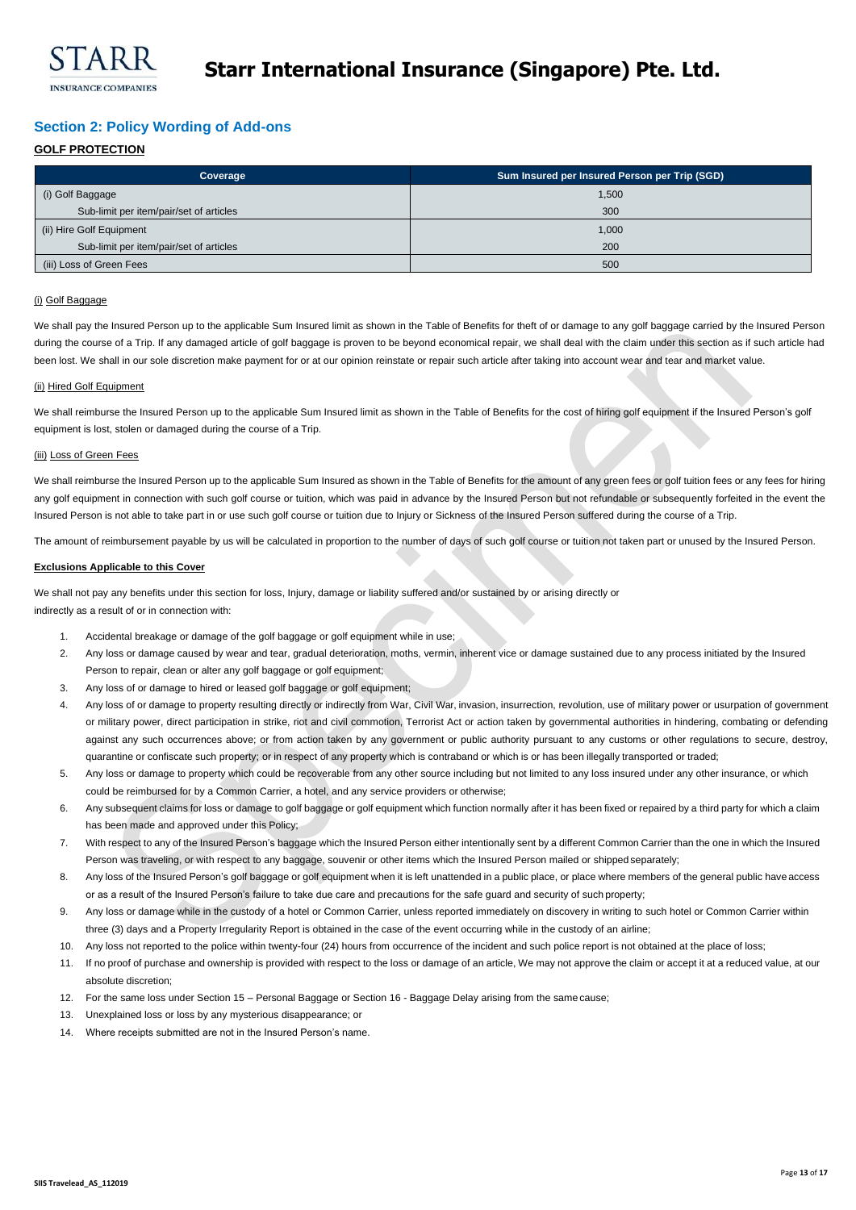## Section 2: Policy Wording of Add-ons

**GOLF PROTECTION**

| Coverage | Sum Insured per Insured Person per Trip (SGD) |
|---|---|
| (i) Golf Baggage | 1,500 |
| Sub-limit per item/pair/set of articles | 300 |
| (ii) Hire Golf Equipment | 1,000 |
| Sub-limit per item/pair/set of articles | 200 |
| (iii) Loss of Green Fees | 500 |

(i) Golf Baggage

We shall pay the Insured Person up to the applicable Sum Insured limit as shown in the Table of Benefits for theft of or damage to any golf baggage carried by the Insured Person during the course of a Trip. If any damaged article of golf baggage is proven to be beyond economical repair, we shall deal with the claim under this section as if such article had been lost. We shall in our sole discretion make payment for or at our opinion reinstate or repair such article after taking into account wear and tear and market value.

(ii) Hired Golf Equipment

We shall reimburse the Insured Person up to the applicable Sum Insured limit as shown in the Table of Benefits for the cost of hiring golf equipment if the Insured Person's golf equipment is lost, stolen or damaged during the course of a Trip.

(iii) Loss of Green Fees

We shall reimburse the Insured Person up to the applicable Sum Insured as shown in the Table of Benefits for the amount of any green fees or golf tuition fees or any fees for hiring any golf equipment in connection with such golf course or tuition, which was paid in advance by the Insured Person but not refundable or subsequently forfeited in the event the Insured Person is not able to take part in or use such golf course or tuition due to Injury or Sickness of the Insured Person suffered during the course of a Trip.

The amount of reimbursement payable by us will be calculated in proportion to the number of days of such golf course or tuition not taken part or unused by the Insured Person.

**Exclusions Applicable to this Cover**

We shall not pay any benefits under this section for loss, Injury, damage or liability suffered and/or sustained by or arising directly or indirectly as a result of or in connection with:

1. Accidental breakage or damage of the golf baggage or golf equipment while in use;
2. Any loss or damage caused by wear and tear, gradual deterioration, moths, vermin, inherent vice or damage sustained due to any process initiated by the Insured Person to repair, clean or alter any golf baggage or golf equipment;
3. Any loss of or damage to hired or leased golf baggage or golf equipment;
4. Any loss of or damage to property resulting directly or indirectly from War, Civil War, invasion, insurrection, revolution, use of military power or usurpation of government or military power, direct participation in strike, riot and civil commotion, Terrorist Act or action taken by governmental authorities in hindering, combating or defending against any such occurrences above; or from action taken by any government or public authority pursuant to any customs or other regulations to secure, destroy, quarantine or confiscate such property; or in respect of any property which is contraband or which is or has been illegally transported or traded;
5. Any loss or damage to property which could be recoverable from any other source including but not limited to any loss insured under any other insurance, or which could be reimbursed for by a Common Carrier, a hotel, and any service providers or otherwise;
6. Any subsequent claims for loss or damage to golf baggage or golf equipment which function normally after it has been fixed or repaired by a third party for which a claim has been made and approved under this Policy;
7. With respect to any of the Insured Person's baggage which the Insured Person either intentionally sent by a different Common Carrier than the one in which the Insured Person was traveling, or with respect to any baggage, souvenir or other items which the Insured Person mailed or shipped separately;
8. Any loss of the Insured Person's golf baggage or golf equipment when it is left unattended in a public place, or place where members of the general public have access or as a result of the Insured Person's failure to take due care and precautions for the safe guard and security of such property;
9. Any loss or damage while in the custody of a hotel or Common Carrier, unless reported immediately on discovery in writing to such hotel or Common Carrier within three (3) days and a Property Irregularity Report is obtained in the case of the event occurring while in the custody of an airline;
10. Any loss not reported to the police within twenty-four (24) hours from occurrence of the incident and such police report is not obtained at the place of loss;
11. If no proof of purchase and ownership is provided with respect to the loss or damage of an article, We may not approve the claim or accept it at a reduced value, at our absolute discretion;
12. For the same loss under Section 15 – Personal Baggage or Section 16 - Baggage Delay arising from the same cause;
13. Unexplained loss or loss by any mysterious disappearance; or
14. Where receipts submitted are not in the Insured Person's name.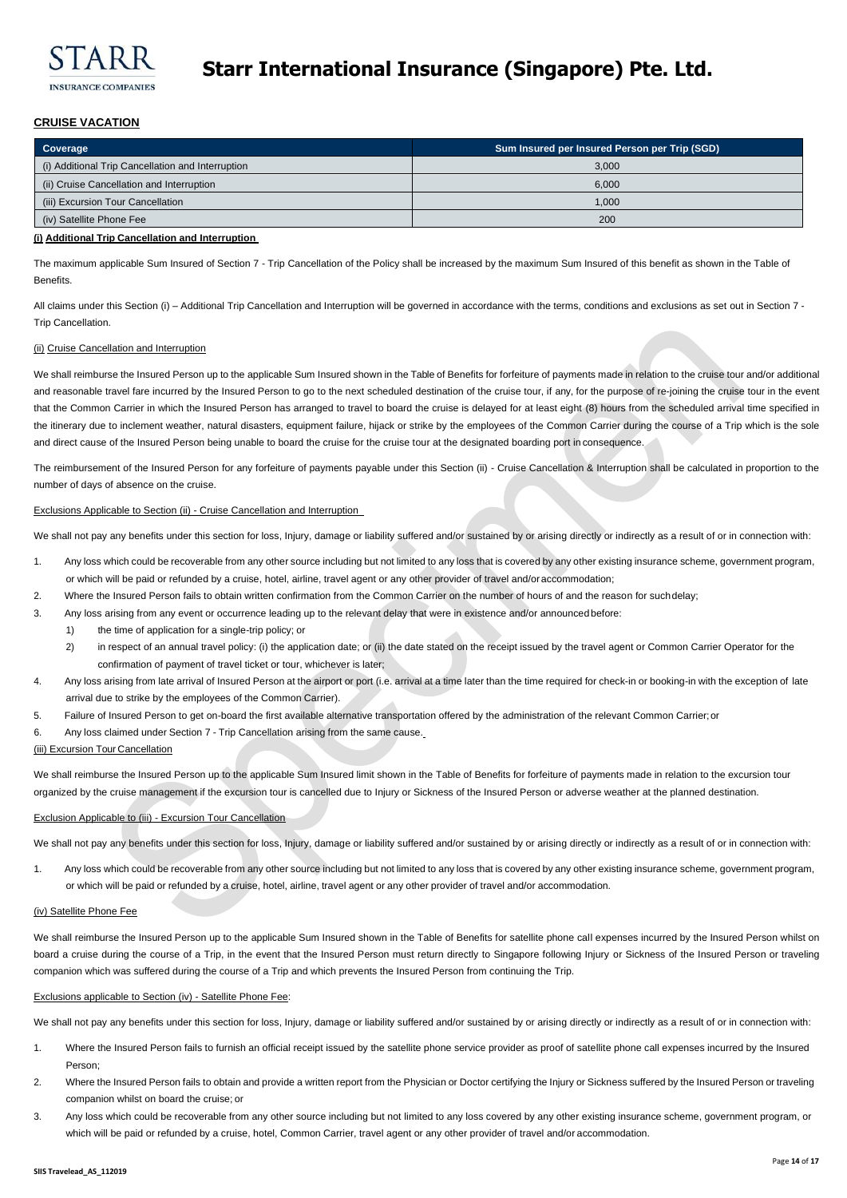## CRUISE VACATION

| Coverage | Sum Insured per Insured Person per Trip (SGD) |
|---|---|
| (i) Additional Trip Cancellation and Interruption | 3,000 |
| (ii) Cruise Cancellation and Interruption | 6,000 |
| (iii) Excursion Tour Cancellation | 1,000 |
| (iv) Satellite Phone Fee | 200 |

**(i) Additional Trip Cancellation and Interruption**

The maximum applicable Sum Insured of Section 7 - Trip Cancellation of the Policy shall be increased by the maximum Sum Insured of this benefit as shown in the Table of Benefits.

All claims under this Section (i) – Additional Trip Cancellation and Interruption will be governed in accordance with the terms, conditions and exclusions as set out in Section 7 - Trip Cancellation.

(ii) Cruise Cancellation and Interruption

We shall reimburse the Insured Person up to the applicable Sum Insured shown in the Table of Benefits for forfeiture of payments made in relation to the cruise tour and/or additional and reasonable travel fare incurred by the Insured Person to go to the next scheduled destination of the cruise tour, if any, for the purpose of re-joining the cruise tour in the event that the Common Carrier in which the Insured Person has arranged to travel to board the cruise is delayed for at least eight (8) hours from the scheduled arrival time specified in the itinerary due to inclement weather, natural disasters, equipment failure, hijack or strike by the employees of the Common Carrier during the course of a Trip which is the sole and direct cause of the Insured Person being unable to board the cruise for the cruise tour at the designated boarding port in consequence.

The reimbursement of the Insured Person for any forfeiture of payments payable under this Section (ii) - Cruise Cancellation & Interruption shall be calculated in proportion to the number of days of absence on the cruise.

Exclusions Applicable to Section (ii) - Cruise Cancellation and Interruption

We shall not pay any benefits under this section for loss, Injury, damage or liability suffered and/or sustained by or arising directly or indirectly as a result of or in connection with:

1. Any loss which could be recoverable from any other source including but not limited to any loss that is covered by any other existing insurance scheme, government program, or which will be paid or refunded by a cruise, hotel, airline, travel agent or any other provider of travel and/or accommodation;
2. Where the Insured Person fails to obtain written confirmation from the Common Carrier on the number of hours of and the reason for such delay;
3. Any loss arising from any event or occurrence leading up to the relevant delay that were in existence and/or announced before:
   1) the time of application for a single-trip policy; or
   2) in respect of an annual travel policy: (i) the application date; or (ii) the date stated on the receipt issued by the travel agent or Common Carrier Operator for the confirmation of payment of travel ticket or tour, whichever is later;
4. Any loss arising from late arrival of Insured Person at the airport or port (i.e. arrival at a time later than the time required for check-in or booking-in with the exception of late arrival due to strike by the employees of the Common Carrier).
5. Failure of Insured Person to get on-board the first available alternative transportation offered by the administration of the relevant Common Carrier; or
6. Any loss claimed under Section 7 - Trip Cancellation arising from the same cause.

(iii) Excursion Tour Cancellation

We shall reimburse the Insured Person up to the applicable Sum Insured limit shown in the Table of Benefits for forfeiture of payments made in relation to the excursion tour organized by the cruise management if the excursion tour is cancelled due to Injury or Sickness of the Insured Person or adverse weather at the planned destination.

Exclusion Applicable to (iii) - Excursion Tour Cancellation

We shall not pay any benefits under this section for loss, Injury, damage or liability suffered and/or sustained by or arising directly or indirectly as a result of or in connection with:

1. Any loss which could be recoverable from any other source including but not limited to any loss that is covered by any other existing insurance scheme, government program, or which will be paid or refunded by a cruise, hotel, airline, travel agent or any other provider of travel and/or accommodation.

(iv) Satellite Phone Fee

We shall reimburse the Insured Person up to the applicable Sum Insured shown in the Table of Benefits for satellite phone call expenses incurred by the Insured Person whilst on board a cruise during the course of a Trip, in the event that the Insured Person must return directly to Singapore following Injury or Sickness of the Insured Person or traveling companion which was suffered during the course of a Trip and which prevents the Insured Person from continuing the Trip.

Exclusions applicable to Section (iv) - Satellite Phone Fee:

We shall not pay any benefits under this section for loss, Injury, damage or liability suffered and/or sustained by or arising directly or indirectly as a result of or in connection with:

1. Where the Insured Person fails to furnish an official receipt issued by the satellite phone service provider as proof of satellite phone call expenses incurred by the Insured Person;
2. Where the Insured Person fails to obtain and provide a written report from the Physician or Doctor certifying the Injury or Sickness suffered by the Insured Person or traveling companion whilst on board the cruise; or
3. Any loss which could be recoverable from any other source including but not limited to any loss covered by any other existing insurance scheme, government program, or which will be paid or refunded by a cruise, hotel, Common Carrier, travel agent or any other provider of travel and/or accommodation.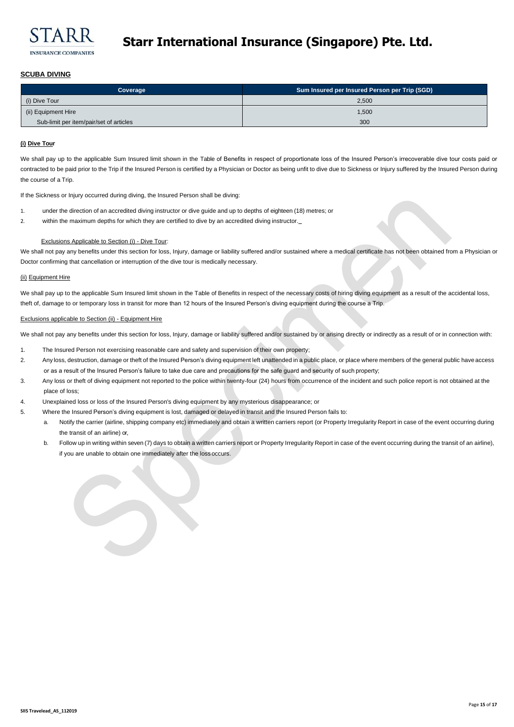## SCUBA DIVING

| Coverage | Sum Insured per Insured Person per Trip (SGD) |
|---|---|
| (i) Dive Tour | 2,500 |
| (ii) Equipment Hire | 1,500 |
| Sub-limit per item/pair/set of articles | 300 |

**(i) Dive Tour**

We shall pay up to the applicable Sum Insured limit shown in the Table of Benefits in respect of proportionate loss of the Insured Person's irrecoverable dive tour costs paid or contracted to be paid prior to the Trip if the Insured Person is certified by a Physician or Doctor as being unfit to dive due to Sickness or Injury suffered by the Insured Person during the course of a Trip.

If the Sickness or Injury occurred during diving, the Insured Person shall be diving:

1. under the direction of an accredited diving instructor or dive guide and up to depths of eighteen (18) metres; or
2. within the maximum depths for which they are certified to dive by an accredited diving instructor.

Exclusions Applicable to Section (i) - Dive Tour:

We shall not pay any benefits under this section for loss, Injury, damage or liability suffered and/or sustained where a medical certificate has not been obtained from a Physician or Doctor confirming that cancellation or interruption of the dive tour is medically necessary.

(ii) Equipment Hire

We shall pay up to the applicable Sum Insured limit shown in the Table of Benefits in respect of the necessary costs of hiring diving equipment as a result of the accidental loss, theft of, damage to or temporary loss in transit for more than 12 hours of the Insured Person's diving equipment during the course a Trip.

Exclusions applicable to Section (ii) - Equipment Hire

We shall not pay any benefits under this section for loss, Injury, damage or liability suffered and/or sustained by or arising directly or indirectly as a result of or in connection with:

1. The Insured Person not exercising reasonable care and safety and supervision of their own property;
2. Any loss, destruction, damage or theft of the Insured Person's diving equipment left unattended in a public place, or place where members of the general public have access or as a result of the Insured Person's failure to take due care and precautions for the safe guard and security of such property;
3. Any loss or theft of diving equipment not reported to the police within twenty-four (24) hours from occurrence of the incident and such police report is not obtained at the place of loss;
4. Unexplained loss or loss of the Insured Person's diving equipment by any mysterious disappearance; or
5. Where the Insured Person's diving equipment is lost, damaged or delayed in transit and the Insured Person fails to:
   a. Notify the carrier (airline, shipping company etc) immediately and obtain a written carriers report (or Property Irregularity Report in case of the event occurring during the transit of an airline) or,
   b. Follow up in writing within seven (7) days to obtain a written carriers report or Property Irregularity Report in case of the event occurring during the transit of an airline), if you are unable to obtain one immediately after the loss occurs.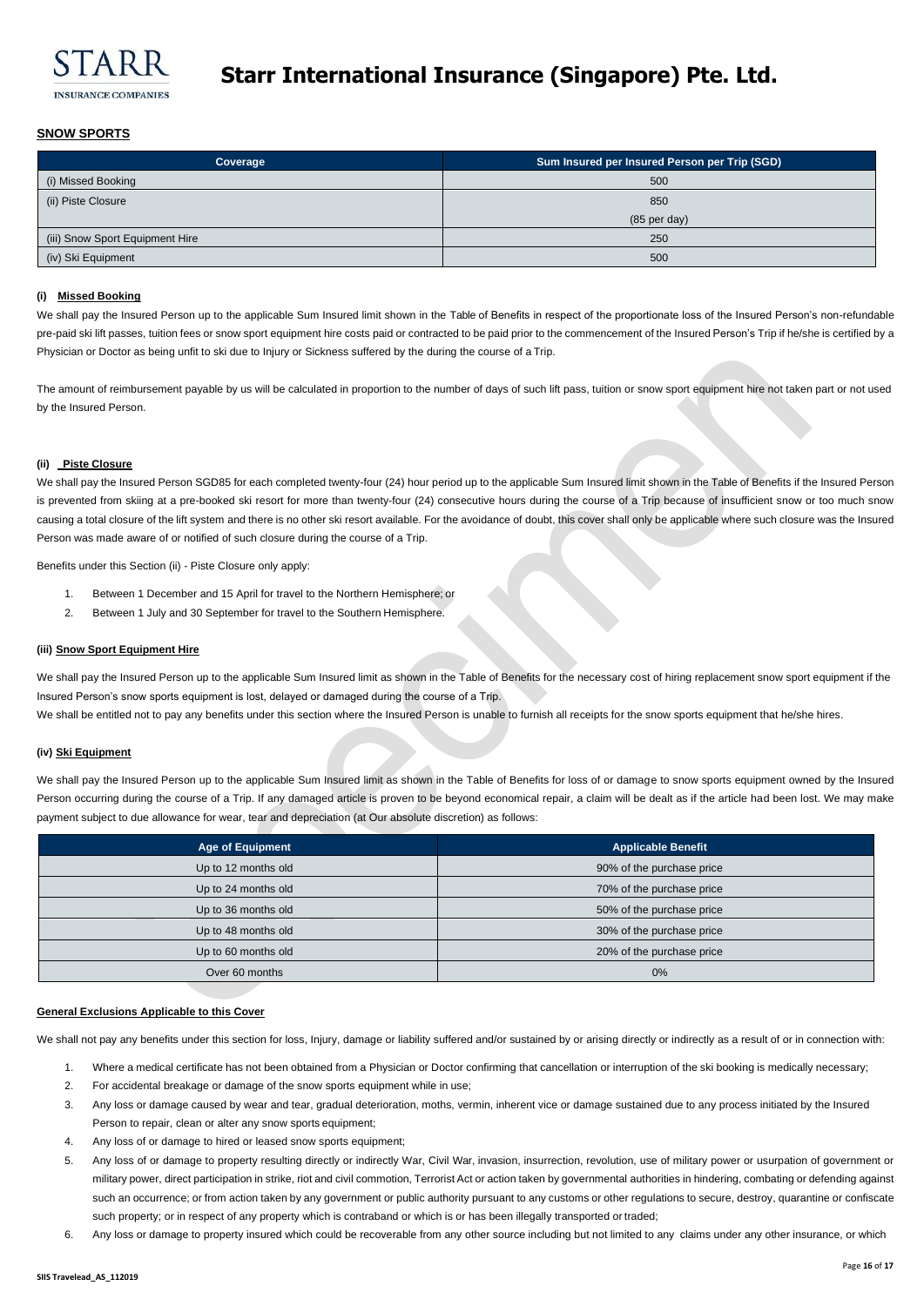## SNOW SPORTS

| Coverage | Sum Insured per Insured Person per Trip (SGD) |
|---|---|
| (i) Missed Booking | 500 |
| (ii) Piste Closure | 850<br>(85 per day) |
| (iii) Snow Sport Equipment Hire | 250 |
| (iv) Ski Equipment | 500 |

### (i) Missed Booking

We shall pay the Insured Person up to the applicable Sum Insured limit shown in the Table of Benefits in respect of the proportionate loss of the Insured Person's non-refundable pre-paid ski lift passes, tuition fees or snow sport equipment hire costs paid or contracted to be paid prior to the commencement of the Insured Person's Trip if he/she is certified by a Physician or Doctor as being unfit to ski due to Injury or Sickness suffered by the during the course of a Trip.

The amount of reimbursement payable by us will be calculated in proportion to the number of days of such lift pass, tuition or snow sport equipment hire not taken part or not used by the Insured Person.

### (ii) Piste Closure

We shall pay the Insured Person SGD85 for each completed twenty-four (24) hour period up to the applicable Sum Insured limit shown in the Table of Benefits if the Insured Person is prevented from skiing at a pre-booked ski resort for more than twenty-four (24) consecutive hours during the course of a Trip because of insufficient snow or too much snow causing a total closure of the lift system and there is no other ski resort available. For the avoidance of doubt, this cover shall only be applicable where such closure was the Insured Person was made aware of or notified of such closure during the course of a Trip.

Benefits under this Section (ii) - Piste Closure only apply:

1. Between 1 December and 15 April for travel to the Northern Hemisphere; or
2. Between 1 July and 30 September for travel to the Southern Hemisphere.

### (iii) Snow Sport Equipment Hire

We shall pay the Insured Person up to the applicable Sum Insured limit as shown in the Table of Benefits for the necessary cost of hiring replacement snow sport equipment if the Insured Person's snow sports equipment is lost, delayed or damaged during the course of a Trip.

We shall be entitled not to pay any benefits under this section where the Insured Person is unable to furnish all receipts for the snow sports equipment that he/she hires.

### (iv) Ski Equipment

We shall pay the Insured Person up to the applicable Sum Insured limit as shown in the Table of Benefits for loss of or damage to snow sports equipment owned by the Insured Person occurring during the course of a Trip. If any damaged article is proven to be beyond economical repair, a claim will be dealt as if the article had been lost. We may make payment subject to due allowance for wear, tear and depreciation (at Our absolute discretion) as follows:

| Age of Equipment | Applicable Benefit |
|---|---|
| Up to 12 months old | 90% of the purchase price |
| Up to 24 months old | 70% of the purchase price |
| Up to 36 months old | 50% of the purchase price |
| Up to 48 months old | 30% of the purchase price |
| Up to 60 months old | 20% of the purchase price |
| Over 60 months | 0% |

### General Exclusions Applicable to this Cover

We shall not pay any benefits under this section for loss, Injury, damage or liability suffered and/or sustained by or arising directly or indirectly as a result of or in connection with:

1. Where a medical certificate has not been obtained from a Physician or Doctor confirming that cancellation or interruption of the ski booking is medically necessary;
2. For accidental breakage or damage of the snow sports equipment while in use;
3. Any loss or damage caused by wear and tear, gradual deterioration, moths, vermin, inherent vice or damage sustained due to any process initiated by the Insured Person to repair, clean or alter any snow sports equipment;
4. Any loss of or damage to hired or leased snow sports equipment;
5. Any loss of or damage to property resulting directly or indirectly War, Civil War, invasion, insurrection, revolution, use of military power or usurpation of government or military power, direct participation in strike, riot and civil commotion, Terrorist Act or action taken by governmental authorities in hindering, combating or defending against such an occurrence; or from action taken by any government or public authority pursuant to any customs or other regulations to secure, destroy, quarantine or confiscate such property; or in respect of any property which is contraband or which is or has been illegally transported or traded;
6. Any loss or damage to property insured which could be recoverable from any other source including but not limited to any claims under any other insurance, or which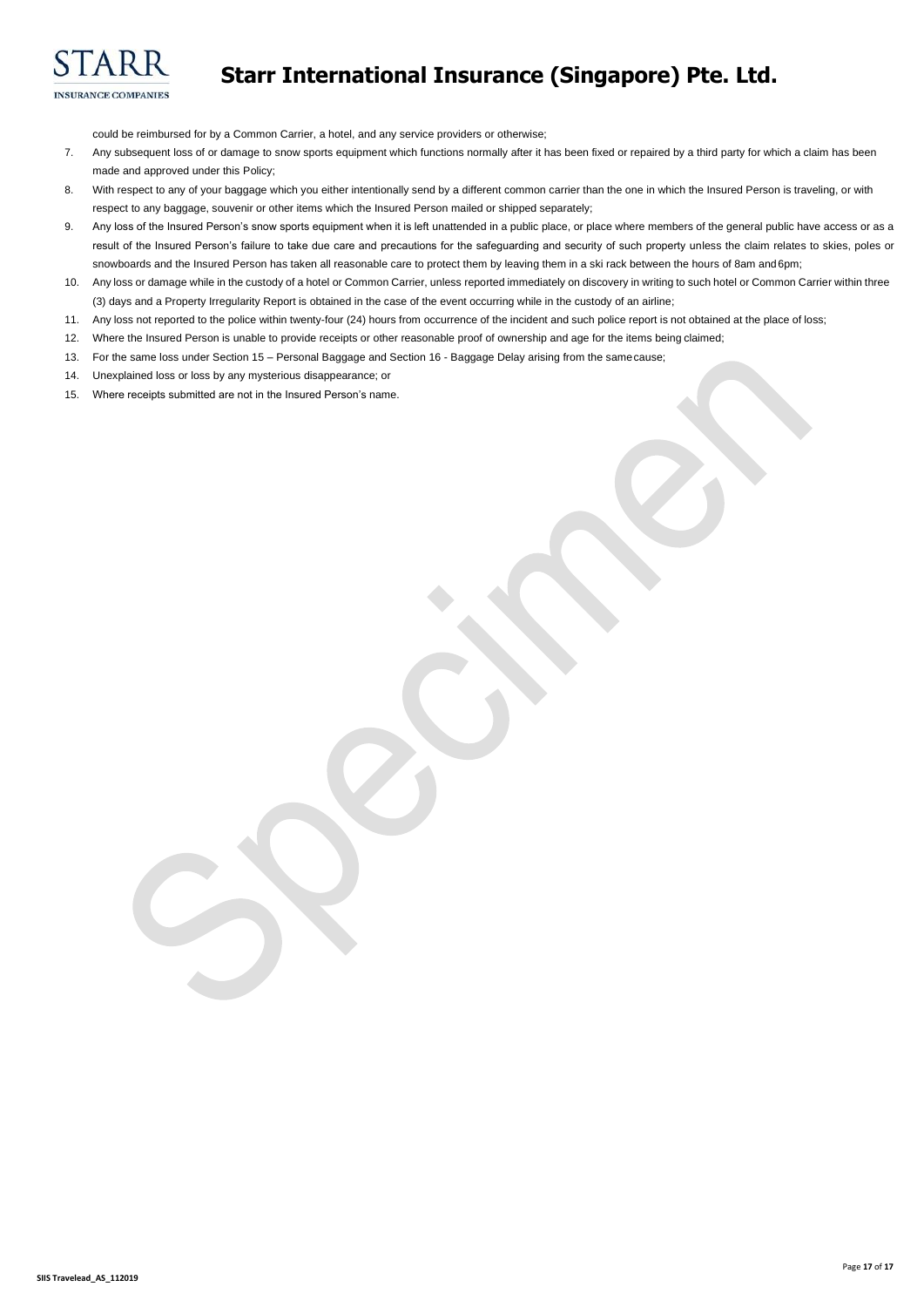could be reimbursed for by a Common Carrier, a hotel, and any service providers or otherwise;

7. Any subsequent loss of or damage to snow sports equipment which functions normally after it has been fixed or repaired by a third party for which a claim has been made and approved under this Policy;
8. With respect to any of your baggage which you either intentionally send by a different common carrier than the one in which the Insured Person is traveling, or with respect to any baggage, souvenir or other items which the Insured Person mailed or shipped separately;
9. Any loss of the Insured Person's snow sports equipment when it is left unattended in a public place, or place where members of the general public have access or as a result of the Insured Person's failure to take due care and precautions for the safeguarding and security of such property unless the claim relates to skies, poles or snowboards and the Insured Person has taken all reasonable care to protect them by leaving them in a ski rack between the hours of 8am and 6pm;
10. Any loss or damage while in the custody of a hotel or Common Carrier, unless reported immediately on discovery in writing to such hotel or Common Carrier within three (3) days and a Property Irregularity Report is obtained in the case of the event occurring while in the custody of an airline;
11. Any loss not reported to the police within twenty-four (24) hours from occurrence of the incident and such police report is not obtained at the place of loss;
12. Where the Insured Person is unable to provide receipts or other reasonable proof of ownership and age for the items being claimed;
13. For the same loss under Section 15 – Personal Baggage and Section 16 - Baggage Delay arising from the same cause;
14. Unexplained loss or loss by any mysterious disappearance; or
15. Where receipts submitted are not in the Insured Person's name.